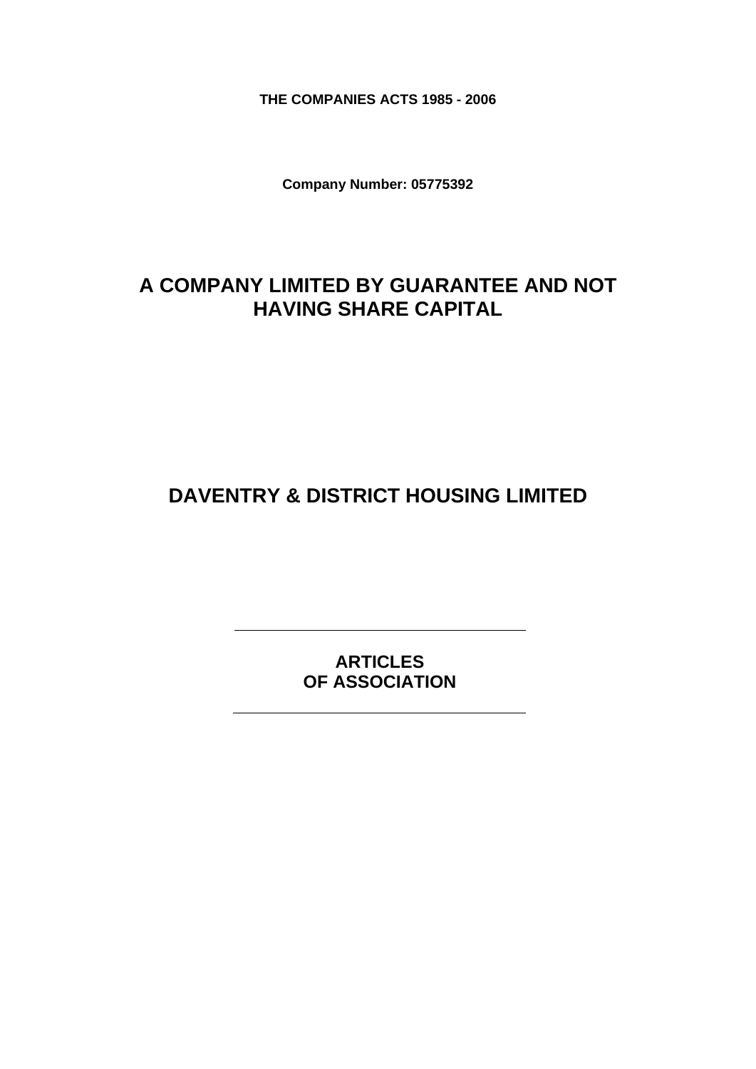**THE COMPANIES ACTS 1985 - 2006**

**Company Number: 05775392**

# A COMPANY LIMITED BY GUARANTEE AND NOT HAVING SHARE CAPITAL

# DAVENTRY & DISTRICT HOUSING LIMITED

---

## ARTICLES OF ASSOCIATION

---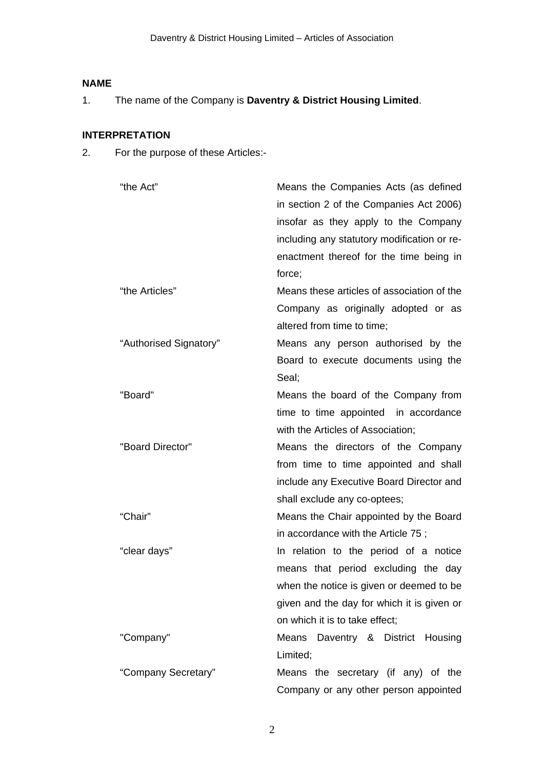## NAME

1. The name of the Company is **Daventry & District Housing Limited**.

## INTERPRETATION

2. For the purpose of these Articles:-

| | |
|---|---|
| "the Act" | Means the Companies Acts (as defined in section 2 of the Companies Act 2006) insofar as they apply to the Company including any statutory modification or re-enactment thereof for the time being in force; |
| "the Articles" | Means these articles of association of the Company as originally adopted or as altered from time to time; |
| "Authorised Signatory" | Means any person authorised by the Board to execute documents using the Seal; |
| "Board" | Means the board of the Company from time to time appointed in accordance with the Articles of Association; |
| "Board Director" | Means the directors of the Company from time to time appointed and shall include any Executive Board Director and shall exclude any co-optees; |
| "Chair" | Means the Chair appointed by the Board in accordance with the Article 75 ; |
| "clear days" | In relation to the period of a notice means that period excluding the day when the notice is given or deemed to be given and the day for which it is given or on which it is to take effect; |
| "Company" | Means Daventry & District Housing Limited; |
| "Company Secretary" | Means the secretary (if any) of the Company or any other person appointed |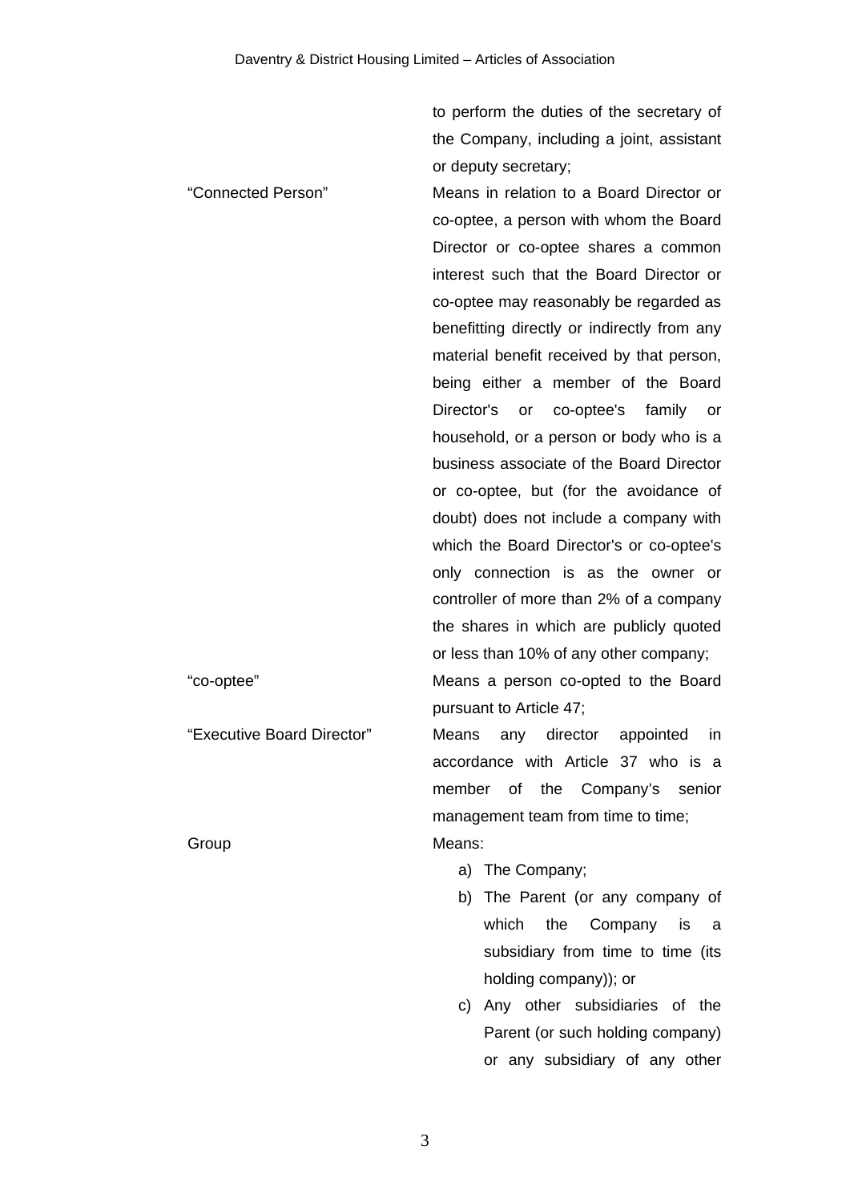to perform the duties of the secretary of the Company, including a joint, assistant or deputy secretary;

| | |
|---|---|
| “Connected Person” | Means in relation to a Board Director or co-optee, a person with whom the Board Director or co-optee shares a common interest such that the Board Director or co-optee may reasonably be regarded as benefitting directly or indirectly from any material benefit received by that person, being either a member of the Board Director's or co-optee's family or household, or a person or body who is a business associate of the Board Director or co-optee, but (for the avoidance of doubt) does not include a company with which the Board Director's or co-optee's only connection is as the owner or controller of more than 2% of a company the shares in which are publicly quoted or less than 10% of any other company; |
| “co-optee” | Means a person co-opted to the Board pursuant to Article 47; |
| “Executive Board Director” | Means any director appointed in accordance with Article 37 who is a member of the Company’s senior management team from time to time; |
| Group | Means:<br>a) The Company;<br>b) The Parent (or any company of which the Company is a subsidiary from time to time (its holding company)); or<br>c) Any other subsidiaries of the Parent (or such holding company) or any subsidiary of any other |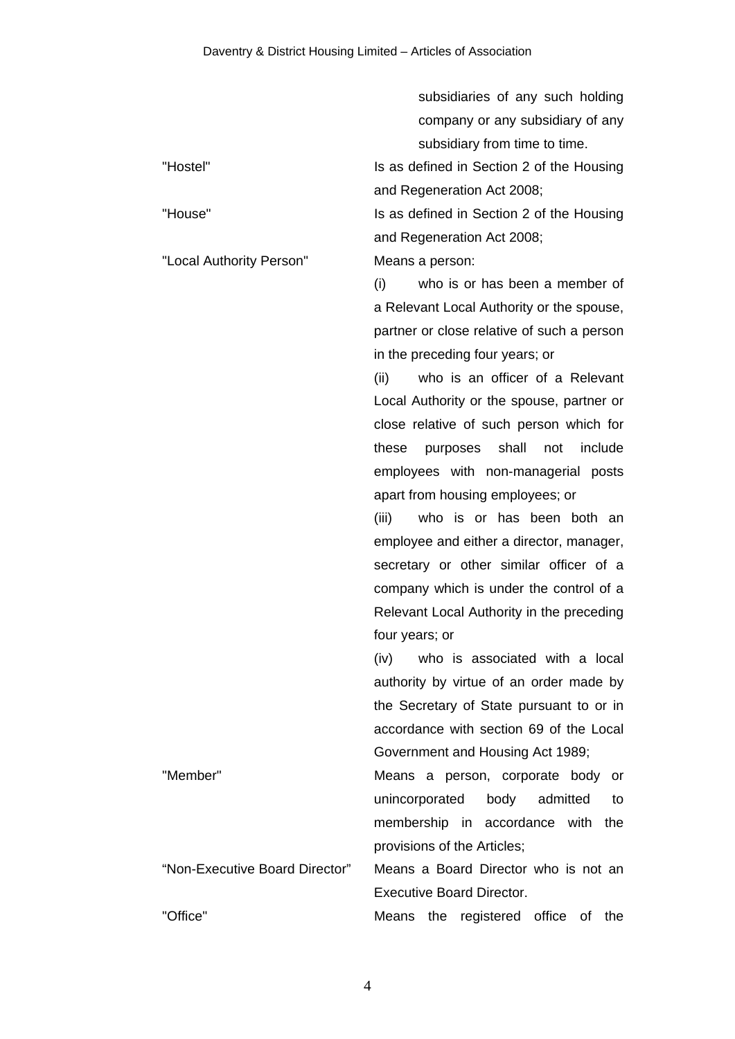subsidiaries of any such holding company or any subsidiary of any subsidiary from time to time.

"Hostel" Is as defined in Section 2 of the Housing and Regeneration Act 2008;

"House" Is as defined in Section 2 of the Housing and Regeneration Act 2008;

"Local Authority Person" Means a person:

(i) who is or has been a member of a Relevant Local Authority or the spouse, partner or close relative of such a person in the preceding four years; or

(ii) who is an officer of a Relevant Local Authority or the spouse, partner or close relative of such person which for these purposes shall not include employees with non-managerial posts apart from housing employees; or

(iii) who is or has been both an employee and either a director, manager, secretary or other similar officer of a company which is under the control of a Relevant Local Authority in the preceding four years; or

(iv) who is associated with a local authority by virtue of an order made by the Secretary of State pursuant to or in accordance with section 69 of the Local Government and Housing Act 1989;

"Member" Means a person, corporate body or unincorporated body admitted to membership in accordance with the provisions of the Articles;

"Non-Executive Board Director" Means a Board Director who is not an Executive Board Director.

"Office" Means the registered office of the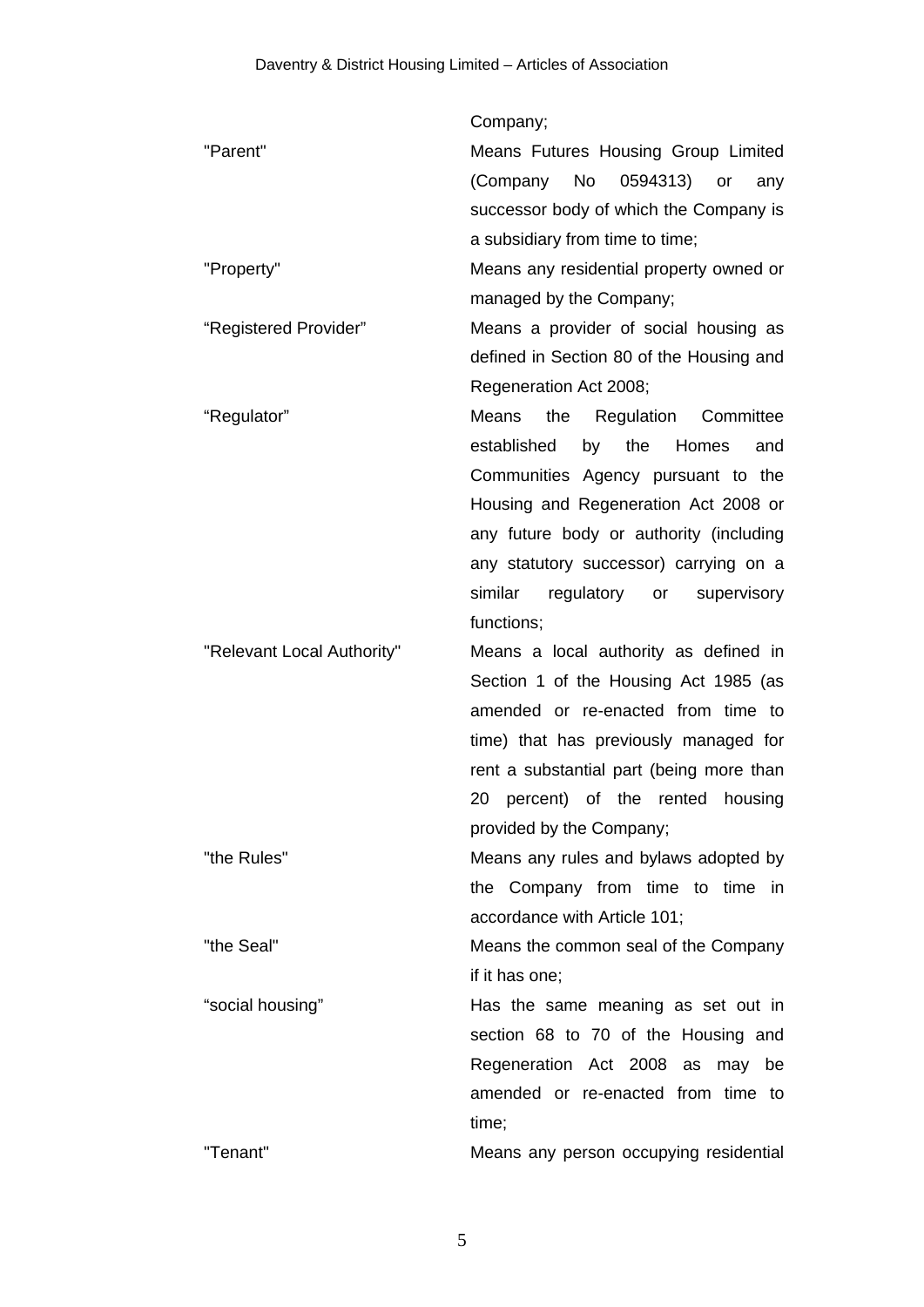Company;

| | |
|---|---|
| "Parent" | Means Futures Housing Group Limited (Company No 0594313) or any successor body of which the Company is a subsidiary from time to time; |
| "Property" | Means any residential property owned or managed by the Company; |
| "Registered Provider" | Means a provider of social housing as defined in Section 80 of the Housing and Regeneration Act 2008; |
| "Regulator" | Means the Regulation Committee established by the Homes and Communities Agency pursuant to the Housing and Regeneration Act 2008 or any future body or authority (including any statutory successor) carrying on a similar regulatory or supervisory functions; |
| "Relevant Local Authority" | Means a local authority as defined in Section 1 of the Housing Act 1985 (as amended or re-enacted from time to time) that has previously managed for rent a substantial part (being more than 20 percent) of the rented housing provided by the Company; |
| "the Rules" | Means any rules and bylaws adopted by the Company from time to time in accordance with Article 101; |
| "the Seal" | Means the common seal of the Company if it has one; |
| "social housing" | Has the same meaning as set out in section 68 to 70 of the Housing and Regeneration Act 2008 as may be amended or re-enacted from time to time; |
| "Tenant" | Means any person occupying residential |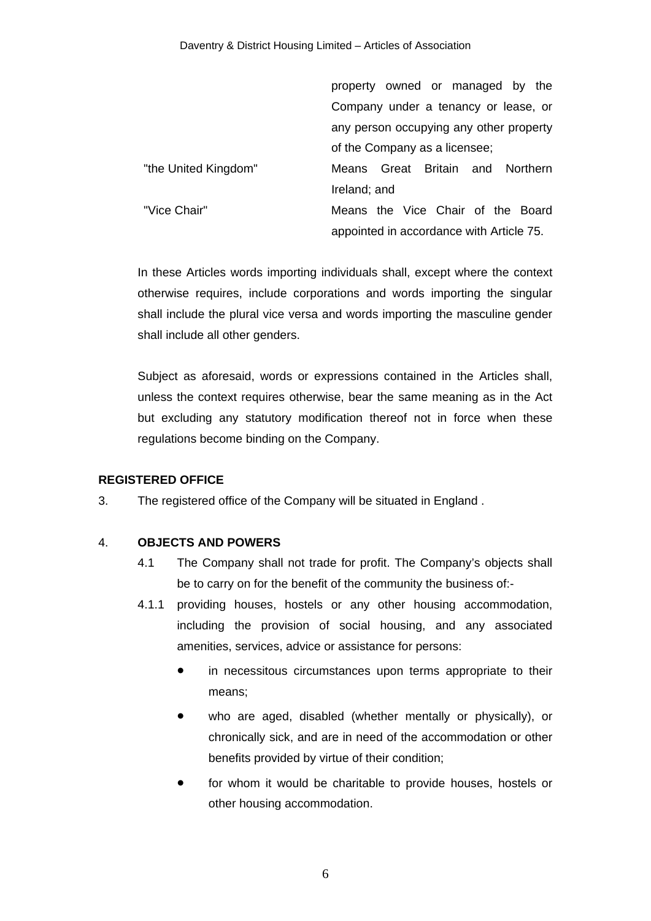| | |
|---|---|
| | property owned or managed by the Company under a tenancy or lease, or any person occupying any other property of the Company as a licensee; |
| "the United Kingdom" | Means Great Britain and Northern Ireland; and |
| "Vice Chair" | Means the Vice Chair of the Board appointed in accordance with Article 75. |

In these Articles words importing individuals shall, except where the context otherwise requires, include corporations and words importing the singular shall include the plural vice versa and words importing the masculine gender shall include all other genders.

Subject as aforesaid, words or expressions contained in the Articles shall, unless the context requires otherwise, bear the same meaning as in the Act but excluding any statutory modification thereof not in force when these regulations become binding on the Company.

**REGISTERED OFFICE**

3. The registered office of the Company will be situated in England .

4. **OBJECTS AND POWERS**

4.1 The Company shall not trade for profit. The Company's objects shall be to carry on for the benefit of the community the business of:-

4.1.1 providing houses, hostels or any other housing accommodation, including the provision of social housing, and any associated amenities, services, advice or assistance for persons:

- in necessitous circumstances upon terms appropriate to their means;
- who are aged, disabled (whether mentally or physically), or chronically sick, and are in need of the accommodation or other benefits provided by virtue of their condition;
- for whom it would be charitable to provide houses, hostels or other housing accommodation.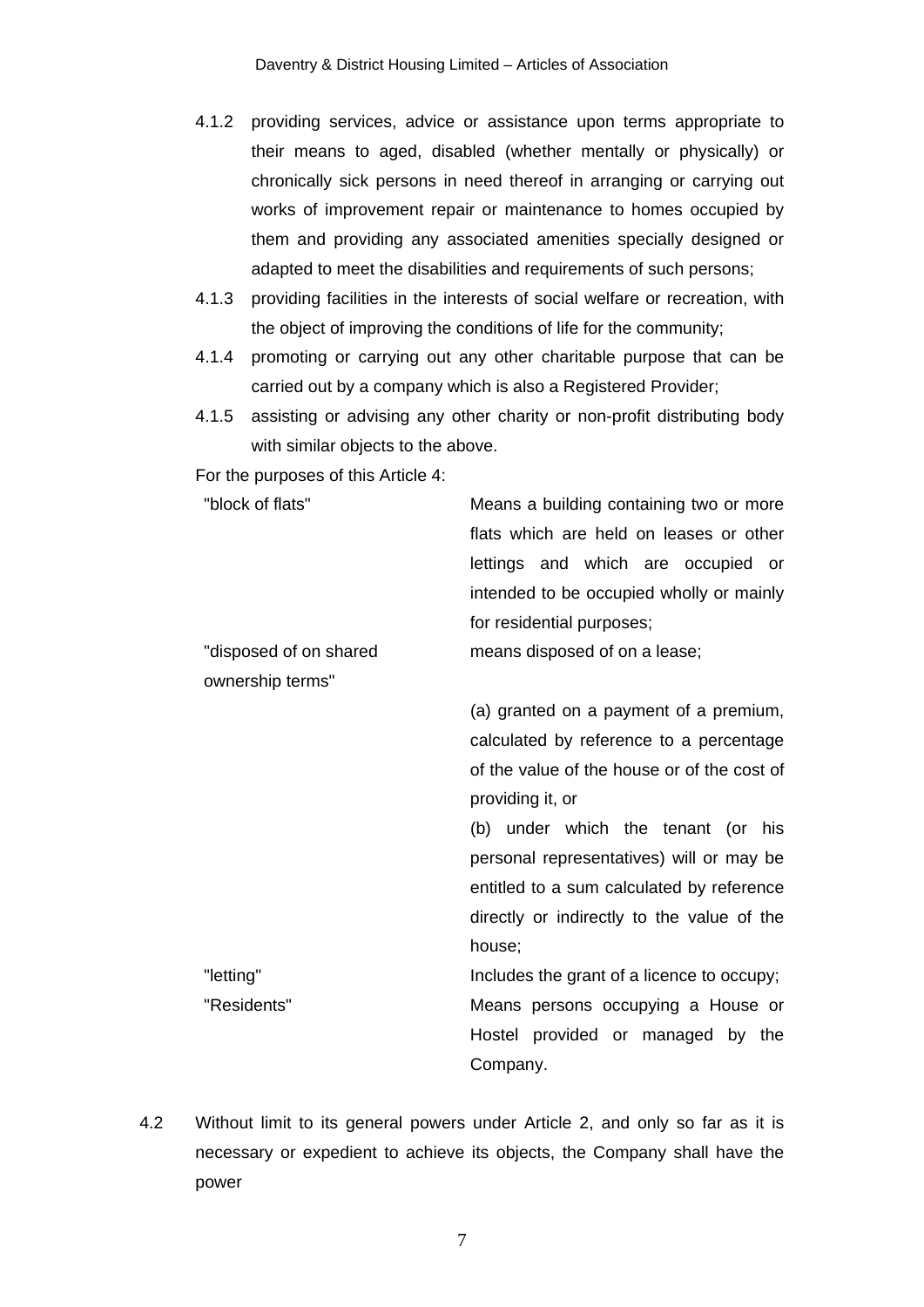4.1.2 providing services, advice or assistance upon terms appropriate to their means to aged, disabled (whether mentally or physically) or chronically sick persons in need thereof in arranging or carrying out works of improvement repair or maintenance to homes occupied by them and providing any associated amenities specially designed or adapted to meet the disabilities and requirements of such persons;

4.1.3 providing facilities in the interests of social welfare or recreation, with the object of improving the conditions of life for the community;

4.1.4 promoting or carrying out any other charitable purpose that can be carried out by a company which is also a Registered Provider;

4.1.5 assisting or advising any other charity or non-profit distributing body with similar objects to the above.

For the purposes of this Article 4:

| | |
|---|---|
| "block of flats" | Means a building containing two or more flats which are held on leases or other lettings and which are occupied or intended to be occupied wholly or mainly for residential purposes; |
| "disposed of on shared ownership terms" | means disposed of on a lease;<br><br>(a) granted on a payment of a premium, calculated by reference to a percentage of the value of the house or of the cost of providing it, or<br>(b) under which the tenant (or his personal representatives) will or may be entitled to a sum calculated by reference directly or indirectly to the value of the house; |
| "letting" | Includes the grant of a licence to occupy; |
| "Residents" | Means persons occupying a House or Hostel provided or managed by the Company. |

4.2 Without limit to its general powers under Article 2, and only so far as it is necessary or expedient to achieve its objects, the Company shall have the power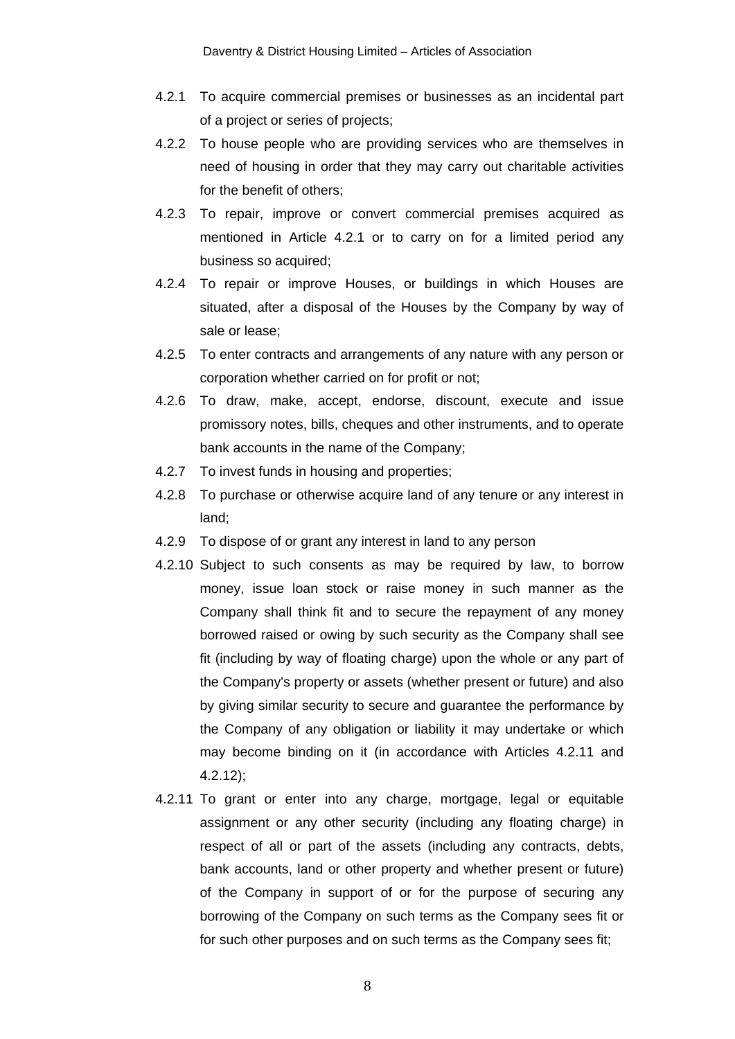4.2.1 To acquire commercial premises or businesses as an incidental part of a project or series of projects;

4.2.2 To house people who are providing services who are themselves in need of housing in order that they may carry out charitable activities for the benefit of others;

4.2.3 To repair, improve or convert commercial premises acquired as mentioned in Article 4.2.1 or to carry on for a limited period any business so acquired;

4.2.4 To repair or improve Houses, or buildings in which Houses are situated, after a disposal of the Houses by the Company by way of sale or lease;

4.2.5 To enter contracts and arrangements of any nature with any person or corporation whether carried on for profit or not;

4.2.6 To draw, make, accept, endorse, discount, execute and issue promissory notes, bills, cheques and other instruments, and to operate bank accounts in the name of the Company;

4.2.7 To invest funds in housing and properties;

4.2.8 To purchase or otherwise acquire land of any tenure or any interest in land;

4.2.9 To dispose of or grant any interest in land to any person

4.2.10 Subject to such consents as may be required by law, to borrow money, issue loan stock or raise money in such manner as the Company shall think fit and to secure the repayment of any money borrowed raised or owing by such security as the Company shall see fit (including by way of floating charge) upon the whole or any part of the Company's property or assets (whether present or future) and also by giving similar security to secure and guarantee the performance by the Company of any obligation or liability it may undertake or which may become binding on it (in accordance with Articles 4.2.11 and 4.2.12);

4.2.11 To grant or enter into any charge, mortgage, legal or equitable assignment or any other security (including any floating charge) in respect of all or part of the assets (including any contracts, debts, bank accounts, land or other property and whether present or future) of the Company in support of or for the purpose of securing any borrowing of the Company on such terms as the Company sees fit or for such other purposes and on such terms as the Company sees fit;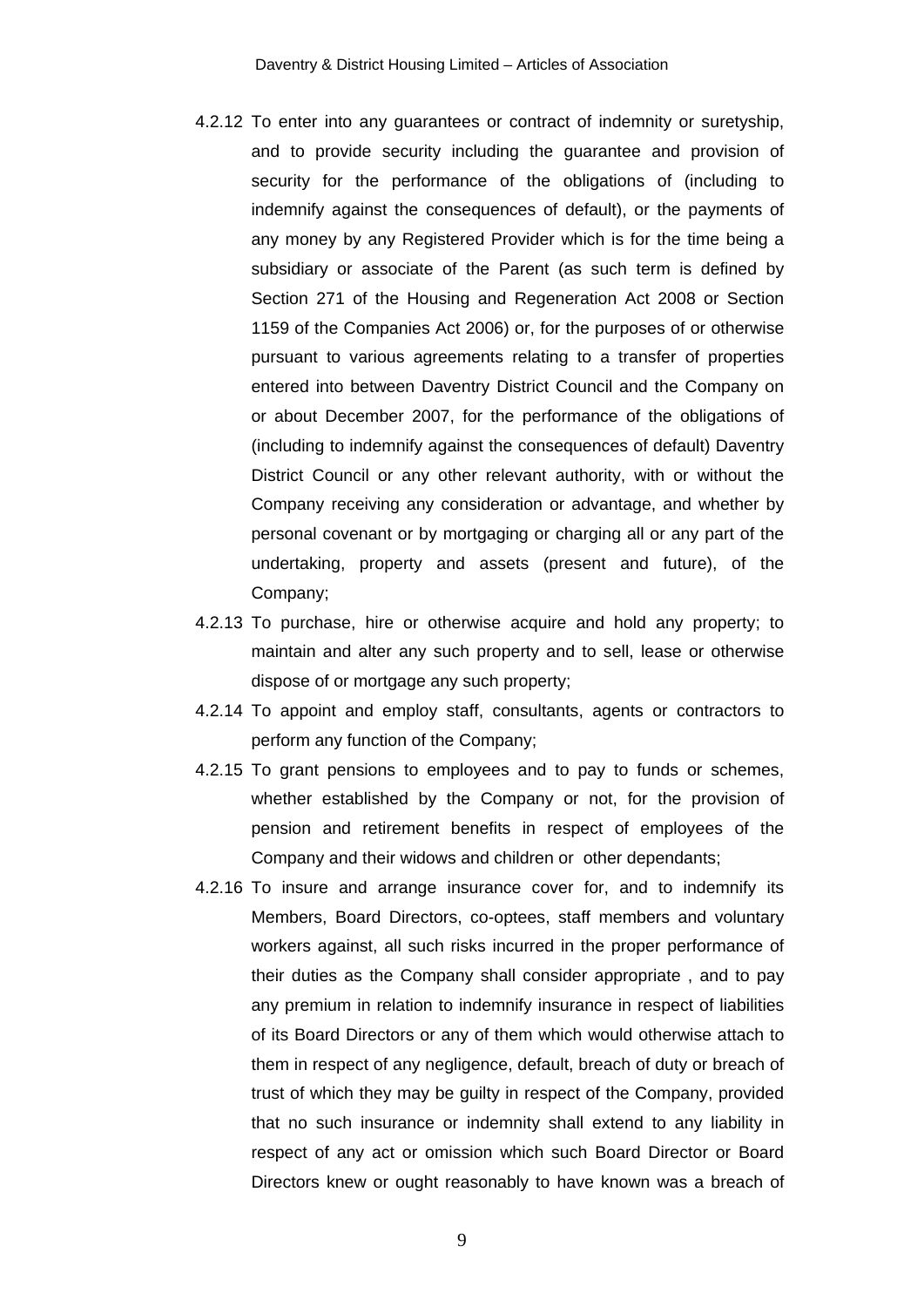4.2.12 To enter into any guarantees or contract of indemnity or suretyship, and to provide security including the guarantee and provision of security for the performance of the obligations of (including to indemnify against the consequences of default), or the payments of any money by any Registered Provider which is for the time being a subsidiary or associate of the Parent (as such term is defined by Section 271 of the Housing and Regeneration Act 2008 or Section 1159 of the Companies Act 2006) or, for the purposes of or otherwise pursuant to various agreements relating to a transfer of properties entered into between Daventry District Council and the Company on or about December 2007, for the performance of the obligations of (including to indemnify against the consequences of default) Daventry District Council or any other relevant authority, with or without the Company receiving any consideration or advantage, and whether by personal covenant or by mortgaging or charging all or any part of the undertaking, property and assets (present and future), of the Company;

4.2.13 To purchase, hire or otherwise acquire and hold any property; to maintain and alter any such property and to sell, lease or otherwise dispose of or mortgage any such property;

4.2.14 To appoint and employ staff, consultants, agents or contractors to perform any function of the Company;

4.2.15 To grant pensions to employees and to pay to funds or schemes, whether established by the Company or not, for the provision of pension and retirement benefits in respect of employees of the Company and their widows and children or other dependants;

4.2.16 To insure and arrange insurance cover for, and to indemnify its Members, Board Directors, co-optees, staff members and voluntary workers against, all such risks incurred in the proper performance of their duties as the Company shall consider appropriate , and to pay any premium in relation to indemnify insurance in respect of liabilities of its Board Directors or any of them which would otherwise attach to them in respect of any negligence, default, breach of duty or breach of trust of which they may be guilty in respect of the Company, provided that no such insurance or indemnity shall extend to any liability in respect of any act or omission which such Board Director or Board Directors knew or ought reasonably to have known was a breach of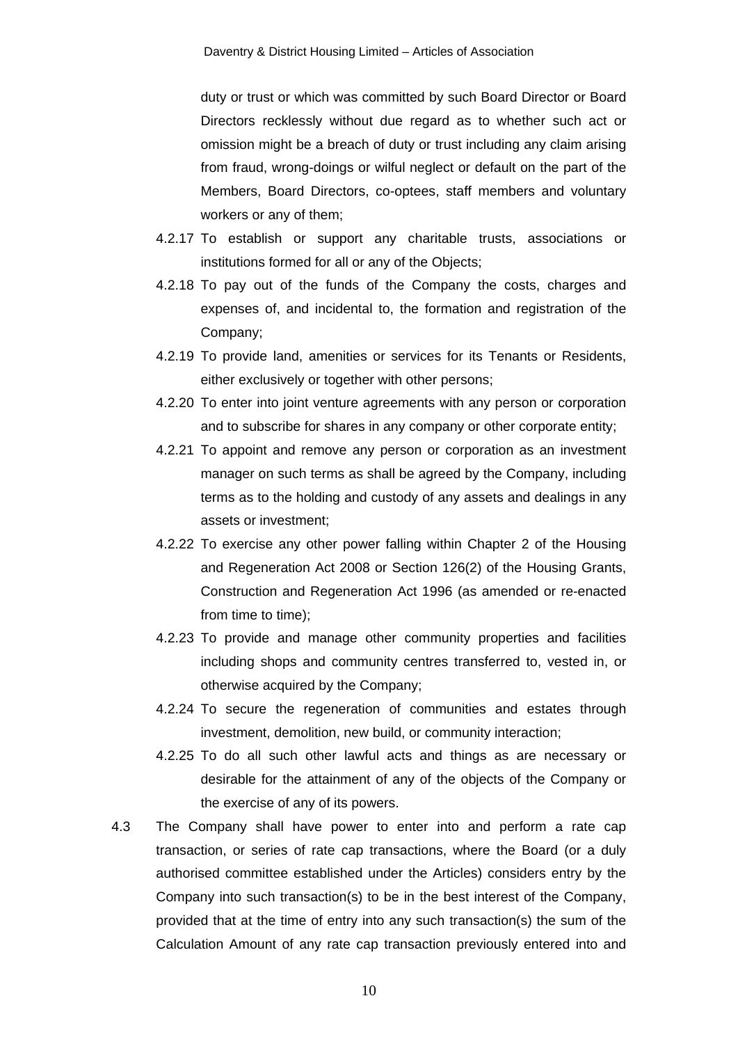duty or trust or which was committed by such Board Director or Board Directors recklessly without due regard as to whether such act or omission might be a breach of duty or trust including any claim arising from fraud, wrong-doings or wilful neglect or default on the part of the Members, Board Directors, co-optees, staff members and voluntary workers or any of them;

4.2.17 To establish or support any charitable trusts, associations or institutions formed for all or any of the Objects;

4.2.18 To pay out of the funds of the Company the costs, charges and expenses of, and incidental to, the formation and registration of the Company;

4.2.19 To provide land, amenities or services for its Tenants or Residents, either exclusively or together with other persons;

4.2.20 To enter into joint venture agreements with any person or corporation and to subscribe for shares in any company or other corporate entity;

4.2.21 To appoint and remove any person or corporation as an investment manager on such terms as shall be agreed by the Company, including terms as to the holding and custody of any assets and dealings in any assets or investment;

4.2.22 To exercise any other power falling within Chapter 2 of the Housing and Regeneration Act 2008 or Section 126(2) of the Housing Grants, Construction and Regeneration Act 1996 (as amended or re-enacted from time to time);

4.2.23 To provide and manage other community properties and facilities including shops and community centres transferred to, vested in, or otherwise acquired by the Company;

4.2.24 To secure the regeneration of communities and estates through investment, demolition, new build, or community interaction;

4.2.25 To do all such other lawful acts and things as are necessary or desirable for the attainment of any of the objects of the Company or the exercise of any of its powers.

4.3 The Company shall have power to enter into and perform a rate cap transaction, or series of rate cap transactions, where the Board (or a duly authorised committee established under the Articles) considers entry by the Company into such transaction(s) to be in the best interest of the Company, provided that at the time of entry into any such transaction(s) the sum of the Calculation Amount of any rate cap transaction previously entered into and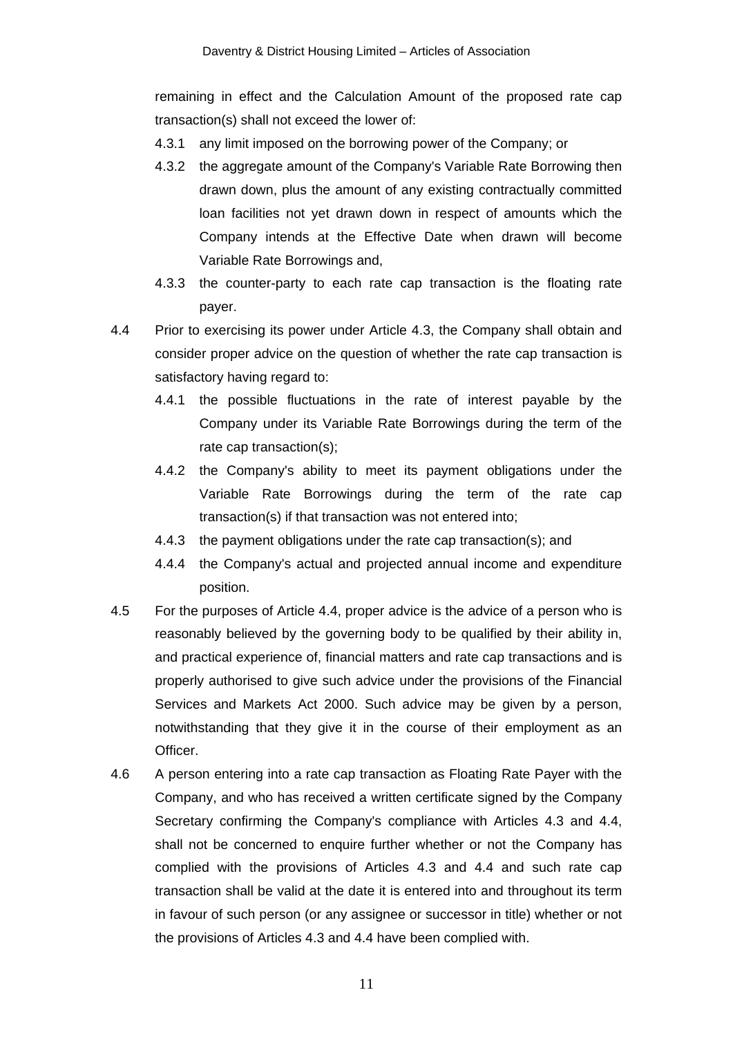remaining in effect and the Calculation Amount of the proposed rate cap transaction(s) shall not exceed the lower of:

4.3.1 any limit imposed on the borrowing power of the Company; or

4.3.2 the aggregate amount of the Company's Variable Rate Borrowing then drawn down, plus the amount of any existing contractually committed loan facilities not yet drawn down in respect of amounts which the Company intends at the Effective Date when drawn will become Variable Rate Borrowings and,

4.3.3 the counter-party to each rate cap transaction is the floating rate payer.

4.4 Prior to exercising its power under Article 4.3, the Company shall obtain and consider proper advice on the question of whether the rate cap transaction is satisfactory having regard to:

4.4.1 the possible fluctuations in the rate of interest payable by the Company under its Variable Rate Borrowings during the term of the rate cap transaction(s);

4.4.2 the Company's ability to meet its payment obligations under the Variable Rate Borrowings during the term of the rate cap transaction(s) if that transaction was not entered into;

4.4.3 the payment obligations under the rate cap transaction(s); and

4.4.4 the Company's actual and projected annual income and expenditure position.

4.5 For the purposes of Article 4.4, proper advice is the advice of a person who is reasonably believed by the governing body to be qualified by their ability in, and practical experience of, financial matters and rate cap transactions and is properly authorised to give such advice under the provisions of the Financial Services and Markets Act 2000. Such advice may be given by a person, notwithstanding that they give it in the course of their employment as an Officer.

4.6 A person entering into a rate cap transaction as Floating Rate Payer with the Company, and who has received a written certificate signed by the Company Secretary confirming the Company's compliance with Articles 4.3 and 4.4, shall not be concerned to enquire further whether or not the Company has complied with the provisions of Articles 4.3 and 4.4 and such rate cap transaction shall be valid at the date it is entered into and throughout its term in favour of such person (or any assignee or successor in title) whether or not the provisions of Articles 4.3 and 4.4 have been complied with.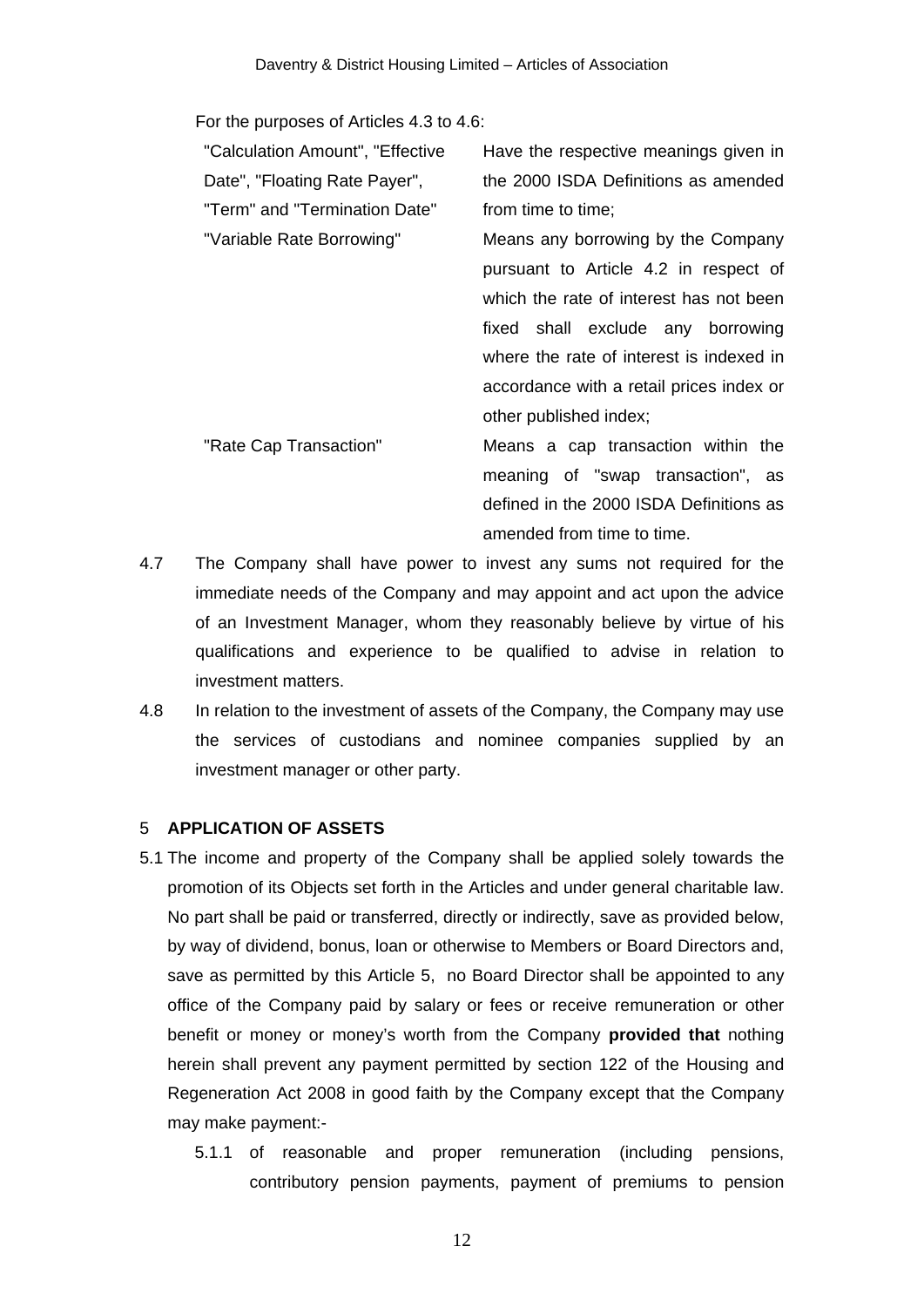For the purposes of Articles 4.3 to 4.6:

| | |
|---|---|
| "Calculation Amount", "Effective Date", "Floating Rate Payer", "Term" and "Termination Date" | Have the respective meanings given in the 2000 ISDA Definitions as amended from time to time; |
| "Variable Rate Borrowing" | Means any borrowing by the Company pursuant to Article 4.2 in respect of which the rate of interest has not been fixed shall exclude any borrowing where the rate of interest is indexed in accordance with a retail prices index or other published index; |
| "Rate Cap Transaction" | Means a cap transaction within the meaning of "swap transaction", as defined in the 2000 ISDA Definitions as amended from time to time. |

4.7 The Company shall have power to invest any sums not required for the immediate needs of the Company and may appoint and act upon the advice of an Investment Manager, whom they reasonably believe by virtue of his qualifications and experience to be qualified to advise in relation to investment matters.

4.8 In relation to the investment of assets of the Company, the Company may use the services of custodians and nominee companies supplied by an investment manager or other party.

## 5 APPLICATION OF ASSETS

5.1 The income and property of the Company shall be applied solely towards the promotion of its Objects set forth in the Articles and under general charitable law. No part shall be paid or transferred, directly or indirectly, save as provided below, by way of dividend, bonus, loan or otherwise to Members or Board Directors and, save as permitted by this Article 5, no Board Director shall be appointed to any office of the Company paid by salary or fees or receive remuneration or other benefit or money or money's worth from the Company **provided that** nothing herein shall prevent any payment permitted by section 122 of the Housing and Regeneration Act 2008 in good faith by the Company except that the Company may make payment:-

5.1.1 of reasonable and proper remuneration (including pensions, contributory pension payments, payment of premiums to pension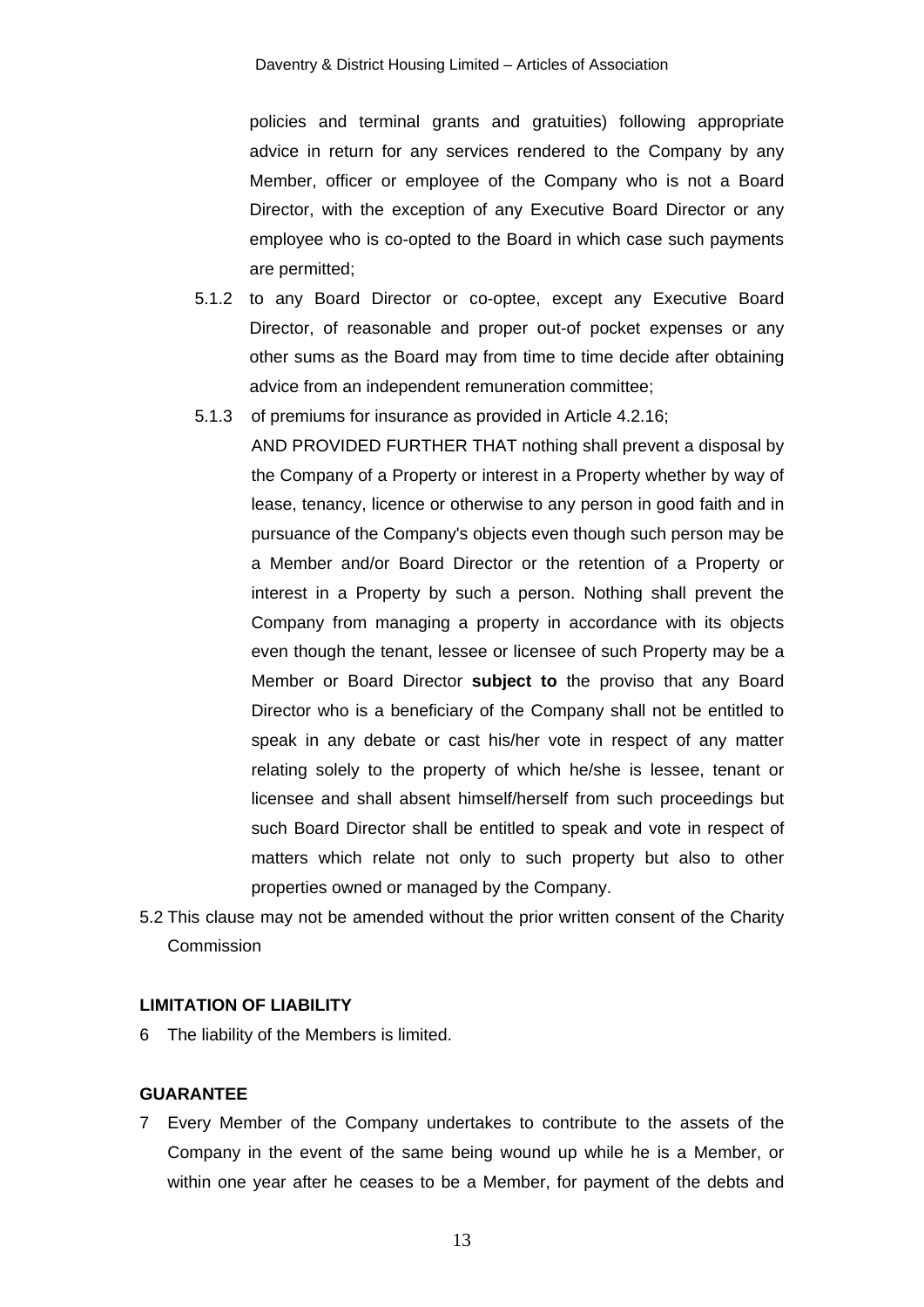policies and terminal grants and gratuities) following appropriate advice in return for any services rendered to the Company by any Member, officer or employee of the Company who is not a Board Director, with the exception of any Executive Board Director or any employee who is co-opted to the Board in which case such payments are permitted;

5.1.2 to any Board Director or co-optee, except any Executive Board Director, of reasonable and proper out-of pocket expenses or any other sums as the Board may from time to time decide after obtaining advice from an independent remuneration committee;

5.1.3 of premiums for insurance as provided in Article 4.2.16;

AND PROVIDED FURTHER THAT nothing shall prevent a disposal by the Company of a Property or interest in a Property whether by way of lease, tenancy, licence or otherwise to any person in good faith and in pursuance of the Company's objects even though such person may be a Member and/or Board Director or the retention of a Property or interest in a Property by such a person. Nothing shall prevent the Company from managing a property in accordance with its objects even though the tenant, lessee or licensee of such Property may be a Member or Board Director **subject to** the proviso that any Board Director who is a beneficiary of the Company shall not be entitled to speak in any debate or cast his/her vote in respect of any matter relating solely to the property of which he/she is lessee, tenant or licensee and shall absent himself/herself from such proceedings but such Board Director shall be entitled to speak and vote in respect of matters which relate not only to such property but also to other properties owned or managed by the Company.

5.2 This clause may not be amended without the prior written consent of the Charity Commission

**LIMITATION OF LIABILITY**

6 The liability of the Members is limited.

**GUARANTEE**

7 Every Member of the Company undertakes to contribute to the assets of the Company in the event of the same being wound up while he is a Member, or within one year after he ceases to be a Member, for payment of the debts and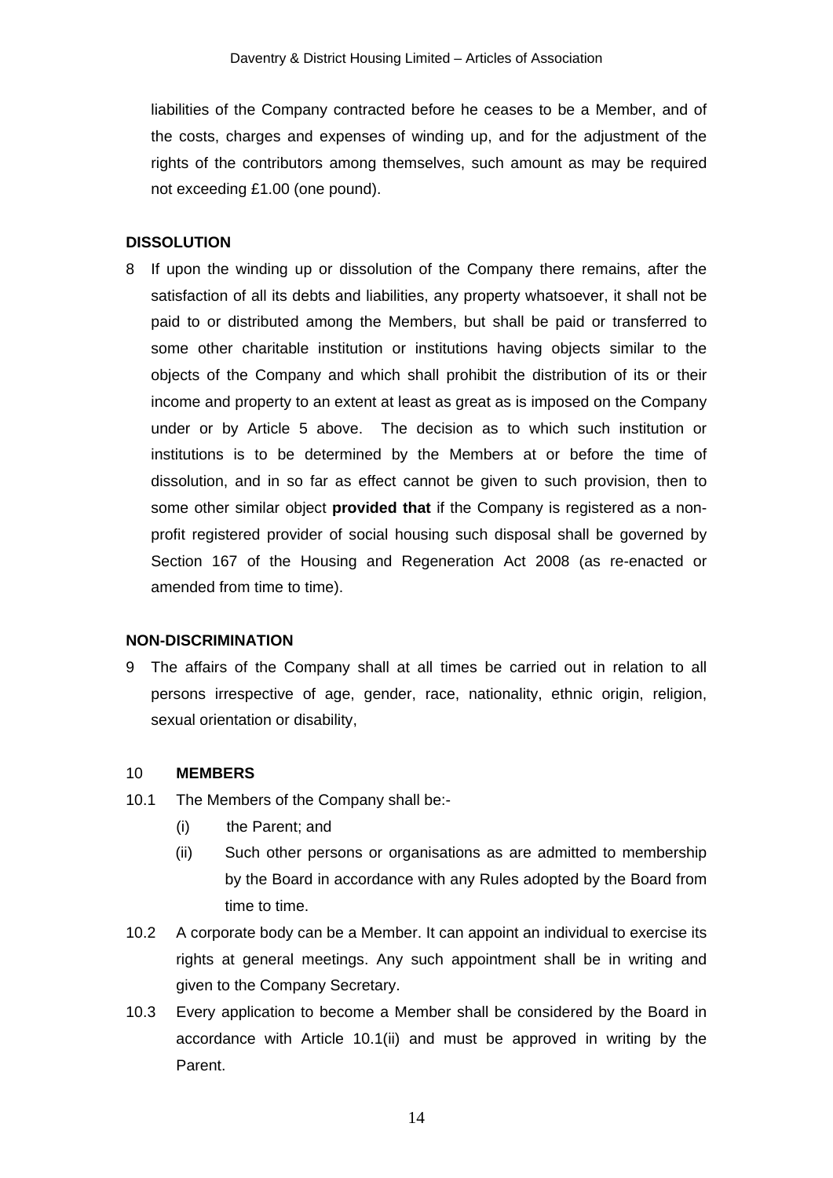liabilities of the Company contracted before he ceases to be a Member, and of the costs, charges and expenses of winding up, and for the adjustment of the rights of the contributors among themselves, such amount as may be required not exceeding £1.00 (one pound).

**DISSOLUTION**

8 If upon the winding up or dissolution of the Company there remains, after the satisfaction of all its debts and liabilities, any property whatsoever, it shall not be paid to or distributed among the Members, but shall be paid or transferred to some other charitable institution or institutions having objects similar to the objects of the Company and which shall prohibit the distribution of its or their income and property to an extent at least as great as is imposed on the Company under or by Article 5 above. The decision as to which such institution or institutions is to be determined by the Members at or before the time of dissolution, and in so far as effect cannot be given to such provision, then to some other similar object **provided that** if the Company is registered as a non-profit registered provider of social housing such disposal shall be governed by Section 167 of the Housing and Regeneration Act 2008 (as re-enacted or amended from time to time).

**NON-DISCRIMINATION**

9 The affairs of the Company shall at all times be carried out in relation to all persons irrespective of age, gender, race, nationality, ethnic origin, religion, sexual orientation or disability,

10 **MEMBERS**

10.1 The Members of the Company shall be:-

(i) the Parent; and

(ii) Such other persons or organisations as are admitted to membership by the Board in accordance with any Rules adopted by the Board from time to time.

10.2 A corporate body can be a Member. It can appoint an individual to exercise its rights at general meetings. Any such appointment shall be in writing and given to the Company Secretary.

10.3 Every application to become a Member shall be considered by the Board in accordance with Article 10.1(ii) and must be approved in writing by the Parent.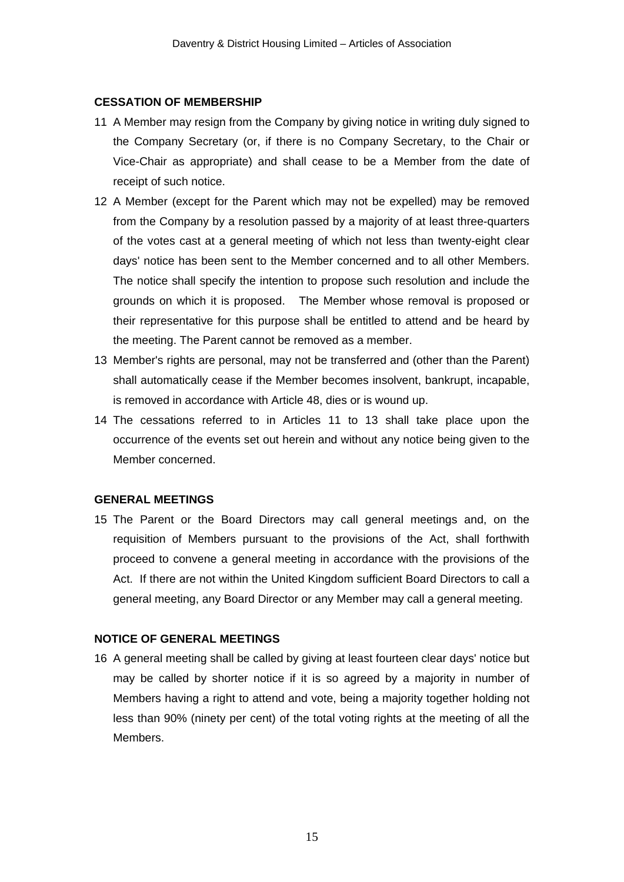**CESSATION OF MEMBERSHIP**

11 A Member may resign from the Company by giving notice in writing duly signed to the Company Secretary (or, if there is no Company Secretary, to the Chair or Vice-Chair as appropriate) and shall cease to be a Member from the date of receipt of such notice.

12 A Member (except for the Parent which may not be expelled) may be removed from the Company by a resolution passed by a majority of at least three-quarters of the votes cast at a general meeting of which not less than twenty-eight clear days' notice has been sent to the Member concerned and to all other Members. The notice shall specify the intention to propose such resolution and include the grounds on which it is proposed. The Member whose removal is proposed or their representative for this purpose shall be entitled to attend and be heard by the meeting. The Parent cannot be removed as a member.

13 Member's rights are personal, may not be transferred and (other than the Parent) shall automatically cease if the Member becomes insolvent, bankrupt, incapable, is removed in accordance with Article 48, dies or is wound up.

14 The cessations referred to in Articles 11 to 13 shall take place upon the occurrence of the events set out herein and without any notice being given to the Member concerned.

**GENERAL MEETINGS**

15 The Parent or the Board Directors may call general meetings and, on the requisition of Members pursuant to the provisions of the Act, shall forthwith proceed to convene a general meeting in accordance with the provisions of the Act. If there are not within the United Kingdom sufficient Board Directors to call a general meeting, any Board Director or any Member may call a general meeting.

**NOTICE OF GENERAL MEETINGS**

16 A general meeting shall be called by giving at least fourteen clear days' notice but may be called by shorter notice if it is so agreed by a majority in number of Members having a right to attend and vote, being a majority together holding not less than 90% (ninety per cent) of the total voting rights at the meeting of all the Members.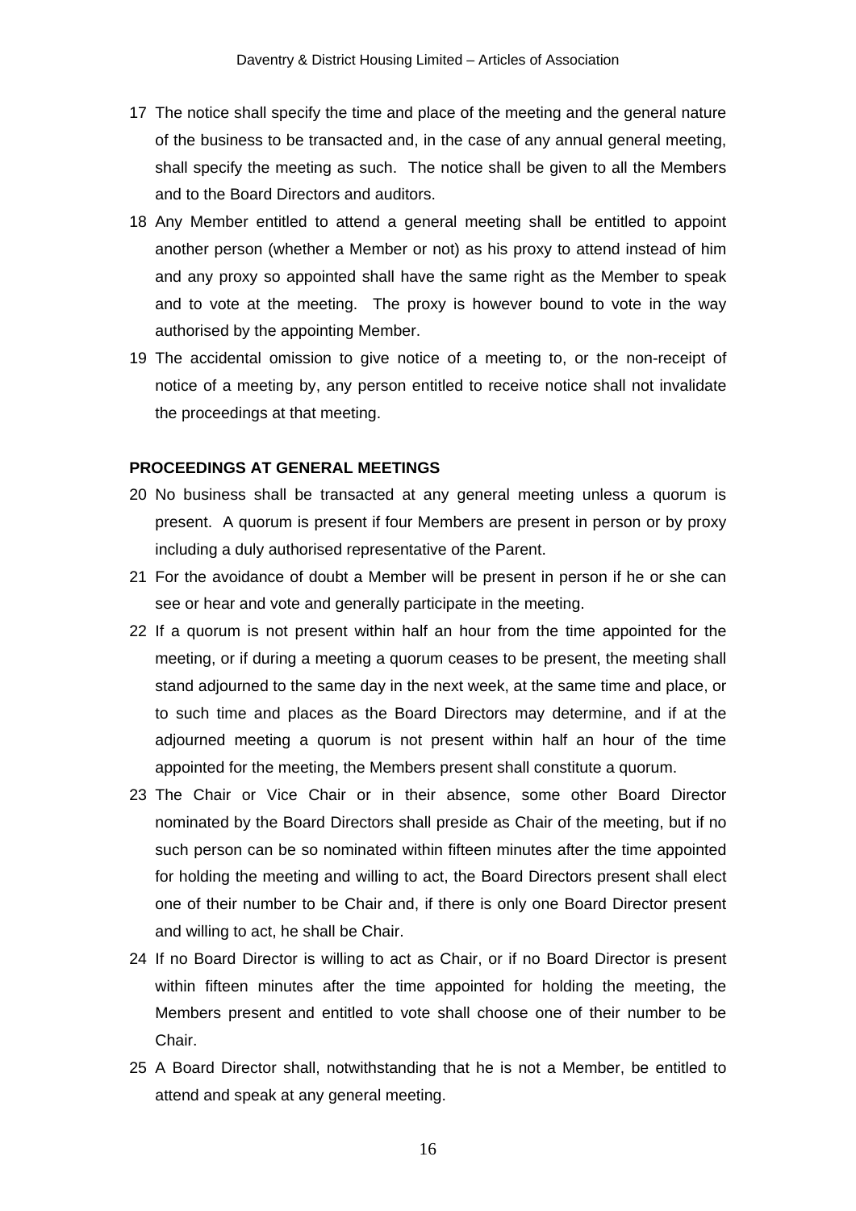17 The notice shall specify the time and place of the meeting and the general nature of the business to be transacted and, in the case of any annual general meeting, shall specify the meeting as such. The notice shall be given to all the Members and to the Board Directors and auditors.

18 Any Member entitled to attend a general meeting shall be entitled to appoint another person (whether a Member or not) as his proxy to attend instead of him and any proxy so appointed shall have the same right as the Member to speak and to vote at the meeting. The proxy is however bound to vote in the way authorised by the appointing Member.

19 The accidental omission to give notice of a meeting to, or the non-receipt of notice of a meeting by, any person entitled to receive notice shall not invalidate the proceedings at that meeting.

**PROCEEDINGS AT GENERAL MEETINGS**

20 No business shall be transacted at any general meeting unless a quorum is present. A quorum is present if four Members are present in person or by proxy including a duly authorised representative of the Parent.

21 For the avoidance of doubt a Member will be present in person if he or she can see or hear and vote and generally participate in the meeting.

22 If a quorum is not present within half an hour from the time appointed for the meeting, or if during a meeting a quorum ceases to be present, the meeting shall stand adjourned to the same day in the next week, at the same time and place, or to such time and places as the Board Directors may determine, and if at the adjourned meeting a quorum is not present within half an hour of the time appointed for the meeting, the Members present shall constitute a quorum.

23 The Chair or Vice Chair or in their absence, some other Board Director nominated by the Board Directors shall preside as Chair of the meeting, but if no such person can be so nominated within fifteen minutes after the time appointed for holding the meeting and willing to act, the Board Directors present shall elect one of their number to be Chair and, if there is only one Board Director present and willing to act, he shall be Chair.

24 If no Board Director is willing to act as Chair, or if no Board Director is present within fifteen minutes after the time appointed for holding the meeting, the Members present and entitled to vote shall choose one of their number to be Chair.

25 A Board Director shall, notwithstanding that he is not a Member, be entitled to attend and speak at any general meeting.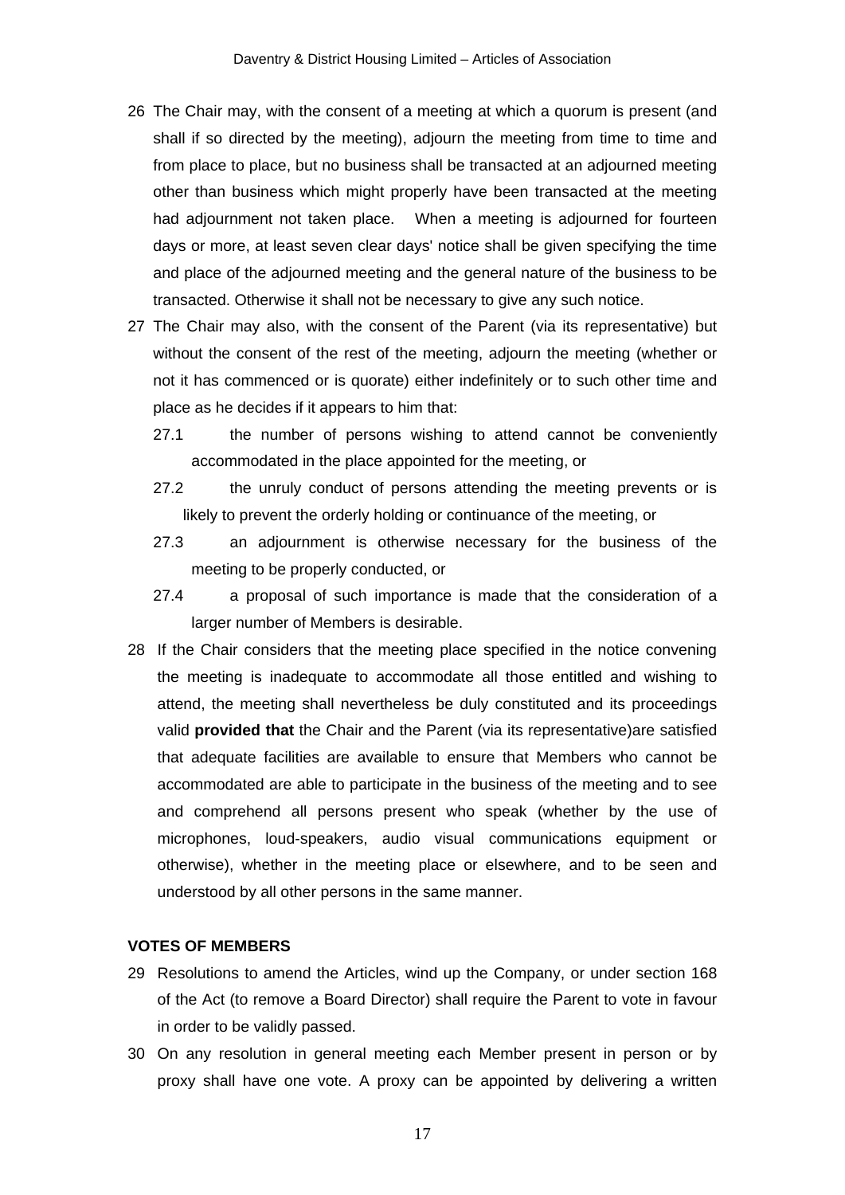26 The Chair may, with the consent of a meeting at which a quorum is present (and shall if so directed by the meeting), adjourn the meeting from time to time and from place to place, but no business shall be transacted at an adjourned meeting other than business which might properly have been transacted at the meeting had adjournment not taken place. When a meeting is adjourned for fourteen days or more, at least seven clear days' notice shall be given specifying the time and place of the adjourned meeting and the general nature of the business to be transacted. Otherwise it shall not be necessary to give any such notice.

27 The Chair may also, with the consent of the Parent (via its representative) but without the consent of the rest of the meeting, adjourn the meeting (whether or not it has commenced or is quorate) either indefinitely or to such other time and place as he decides if it appears to him that:

27.1 the number of persons wishing to attend cannot be conveniently accommodated in the place appointed for the meeting, or

27.2 the unruly conduct of persons attending the meeting prevents or is likely to prevent the orderly holding or continuance of the meeting, or

27.3 an adjournment is otherwise necessary for the business of the meeting to be properly conducted, or

27.4 a proposal of such importance is made that the consideration of a larger number of Members is desirable.

28 If the Chair considers that the meeting place specified in the notice convening the meeting is inadequate to accommodate all those entitled and wishing to attend, the meeting shall nevertheless be duly constituted and its proceedings valid **provided that** the Chair and the Parent (via its representative)are satisfied that adequate facilities are available to ensure that Members who cannot be accommodated are able to participate in the business of the meeting and to see and comprehend all persons present who speak (whether by the use of microphones, loud-speakers, audio visual communications equipment or otherwise), whether in the meeting place or elsewhere, and to be seen and understood by all other persons in the same manner.

**VOTES OF MEMBERS**

29 Resolutions to amend the Articles, wind up the Company, or under section 168 of the Act (to remove a Board Director) shall require the Parent to vote in favour in order to be validly passed.

30 On any resolution in general meeting each Member present in person or by proxy shall have one vote. A proxy can be appointed by delivering a written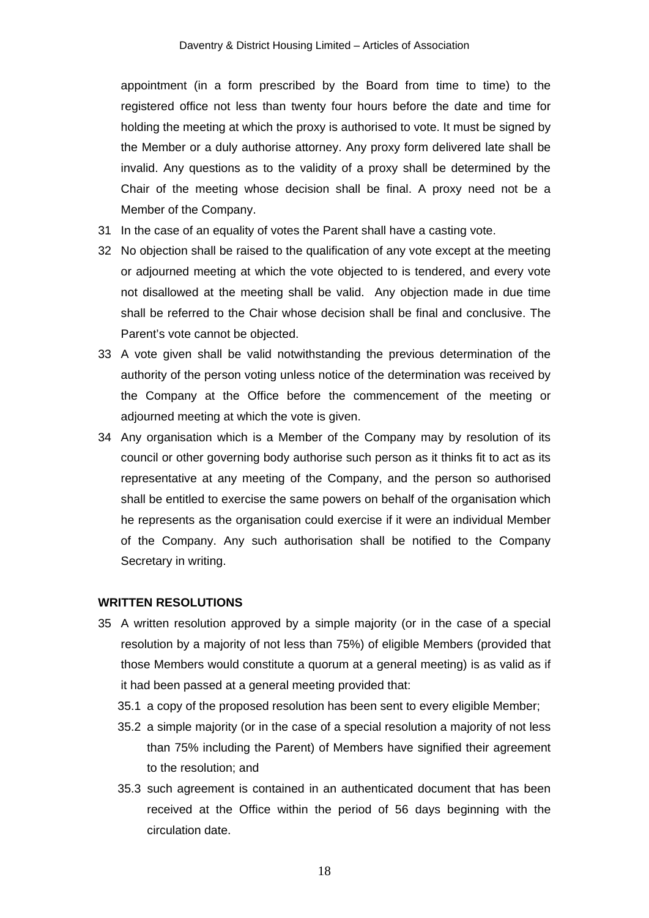appointment (in a form prescribed by the Board from time to time) to the registered office not less than twenty four hours before the date and time for holding the meeting at which the proxy is authorised to vote. It must be signed by the Member or a duly authorise attorney. Any proxy form delivered late shall be invalid. Any questions as to the validity of a proxy shall be determined by the Chair of the meeting whose decision shall be final. A proxy need not be a Member of the Company.

31 In the case of an equality of votes the Parent shall have a casting vote.

32 No objection shall be raised to the qualification of any vote except at the meeting or adjourned meeting at which the vote objected to is tendered, and every vote not disallowed at the meeting shall be valid. Any objection made in due time shall be referred to the Chair whose decision shall be final and conclusive. The Parent's vote cannot be objected.

33 A vote given shall be valid notwithstanding the previous determination of the authority of the person voting unless notice of the determination was received by the Company at the Office before the commencement of the meeting or adjourned meeting at which the vote is given.

34 Any organisation which is a Member of the Company may by resolution of its council or other governing body authorise such person as it thinks fit to act as its representative at any meeting of the Company, and the person so authorised shall be entitled to exercise the same powers on behalf of the organisation which he represents as the organisation could exercise if it were an individual Member of the Company. Any such authorisation shall be notified to the Company Secretary in writing.

**WRITTEN RESOLUTIONS**

35 A written resolution approved by a simple majority (or in the case of a special resolution by a majority of not less than 75%) of eligible Members (provided that those Members would constitute a quorum at a general meeting) is as valid as if it had been passed at a general meeting provided that:

35.1 a copy of the proposed resolution has been sent to every eligible Member;

35.2 a simple majority (or in the case of a special resolution a majority of not less than 75% including the Parent) of Members have signified their agreement to the resolution; and

35.3 such agreement is contained in an authenticated document that has been received at the Office within the period of 56 days beginning with the circulation date.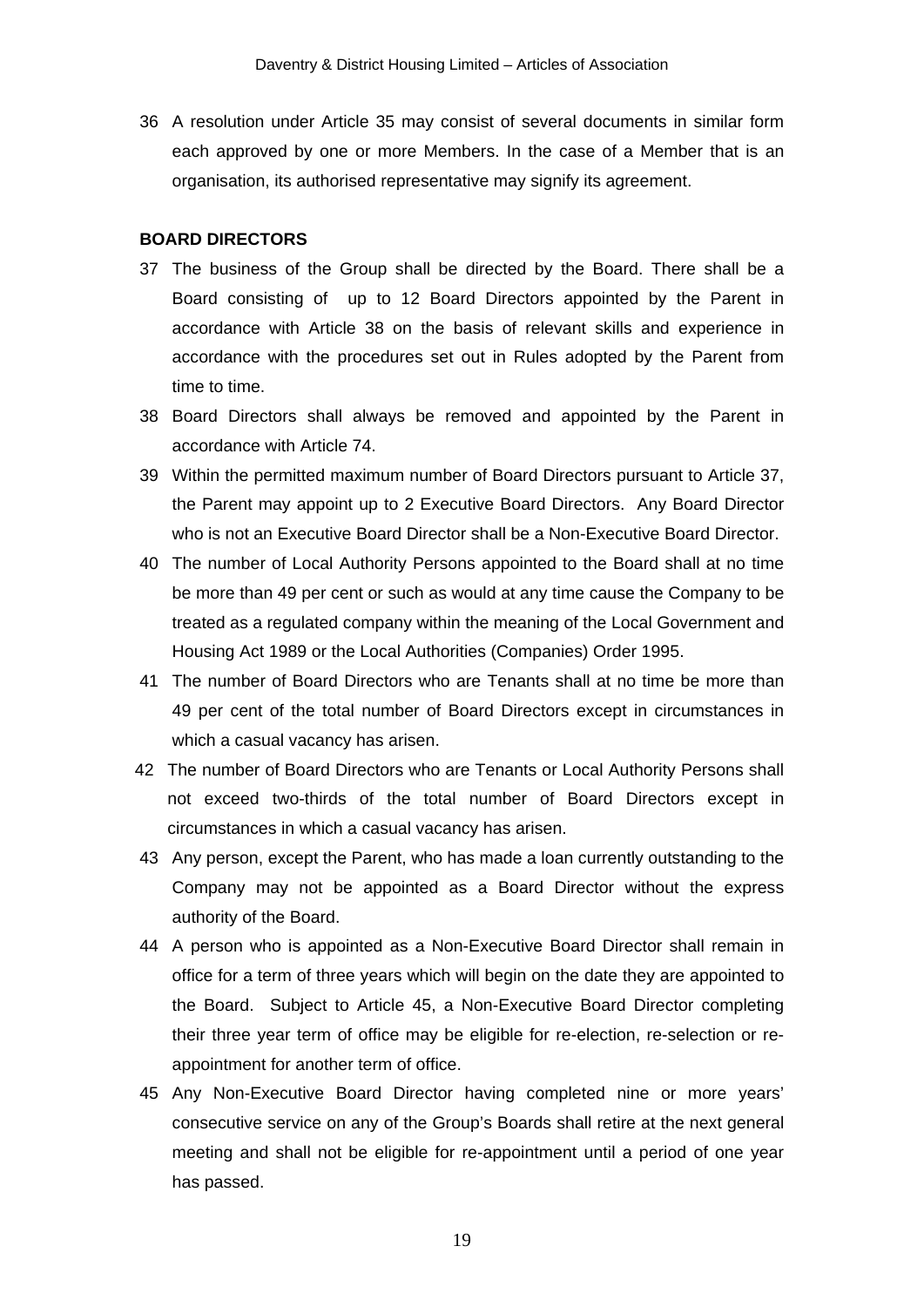36 A resolution under Article 35 may consist of several documents in similar form each approved by one or more Members. In the case of a Member that is an organisation, its authorised representative may signify its agreement.

**BOARD DIRECTORS**

37 The business of the Group shall be directed by the Board. There shall be a Board consisting of up to 12 Board Directors appointed by the Parent in accordance with Article 38 on the basis of relevant skills and experience in accordance with the procedures set out in Rules adopted by the Parent from time to time.

38 Board Directors shall always be removed and appointed by the Parent in accordance with Article 74.

39 Within the permitted maximum number of Board Directors pursuant to Article 37, the Parent may appoint up to 2 Executive Board Directors. Any Board Director who is not an Executive Board Director shall be a Non-Executive Board Director.

40 The number of Local Authority Persons appointed to the Board shall at no time be more than 49 per cent or such as would at any time cause the Company to be treated as a regulated company within the meaning of the Local Government and Housing Act 1989 or the Local Authorities (Companies) Order 1995.

41 The number of Board Directors who are Tenants shall at no time be more than 49 per cent of the total number of Board Directors except in circumstances in which a casual vacancy has arisen.

42 The number of Board Directors who are Tenants or Local Authority Persons shall not exceed two-thirds of the total number of Board Directors except in circumstances in which a casual vacancy has arisen.

43 Any person, except the Parent, who has made a loan currently outstanding to the Company may not be appointed as a Board Director without the express authority of the Board.

44 A person who is appointed as a Non-Executive Board Director shall remain in office for a term of three years which will begin on the date they are appointed to the Board. Subject to Article 45, a Non-Executive Board Director completing their three year term of office may be eligible for re-election, re-selection or re-appointment for another term of office.

45 Any Non-Executive Board Director having completed nine or more years' consecutive service on any of the Group's Boards shall retire at the next general meeting and shall not be eligible for re-appointment until a period of one year has passed.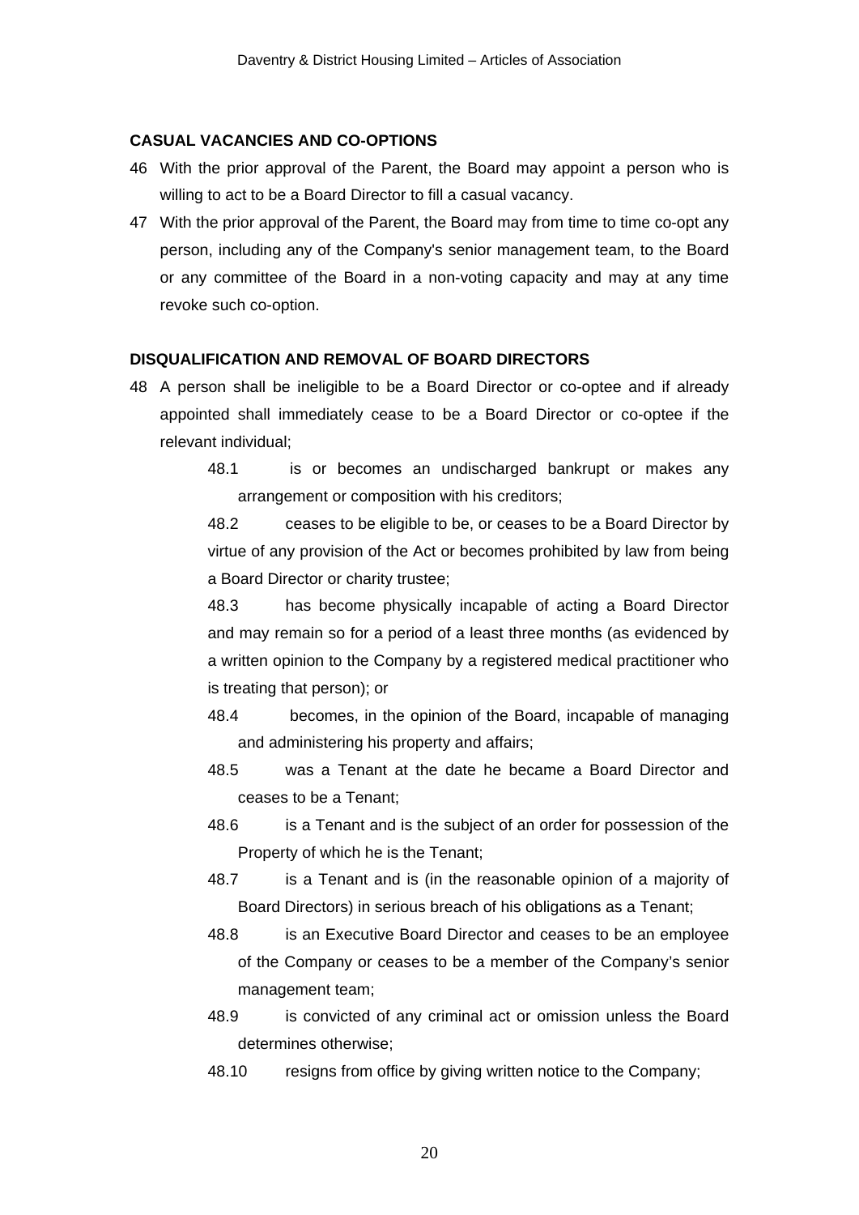**CASUAL VACANCIES AND CO-OPTIONS**

46 With the prior approval of the Parent, the Board may appoint a person who is willing to act to be a Board Director to fill a casual vacancy.

47 With the prior approval of the Parent, the Board may from time to time co-opt any person, including any of the Company's senior management team, to the Board or any committee of the Board in a non-voting capacity and may at any time revoke such co-option.

**DISQUALIFICATION AND REMOVAL OF BOARD DIRECTORS**

48 A person shall be ineligible to be a Board Director or co-optee and if already appointed shall immediately cease to be a Board Director or co-optee if the relevant individual;

48.1 is or becomes an undischarged bankrupt or makes any arrangement or composition with his creditors;

48.2 ceases to be eligible to be, or ceases to be a Board Director by virtue of any provision of the Act or becomes prohibited by law from being a Board Director or charity trustee;

48.3 has become physically incapable of acting a Board Director and may remain so for a period of a least three months (as evidenced by a written opinion to the Company by a registered medical practitioner who is treating that person); or

48.4 becomes, in the opinion of the Board, incapable of managing and administering his property and affairs;

48.5 was a Tenant at the date he became a Board Director and ceases to be a Tenant;

48.6 is a Tenant and is the subject of an order for possession of the Property of which he is the Tenant;

48.7 is a Tenant and is (in the reasonable opinion of a majority of Board Directors) in serious breach of his obligations as a Tenant;

48.8 is an Executive Board Director and ceases to be an employee of the Company or ceases to be a member of the Company's senior management team;

48.9 is convicted of any criminal act or omission unless the Board determines otherwise;

48.10 resigns from office by giving written notice to the Company;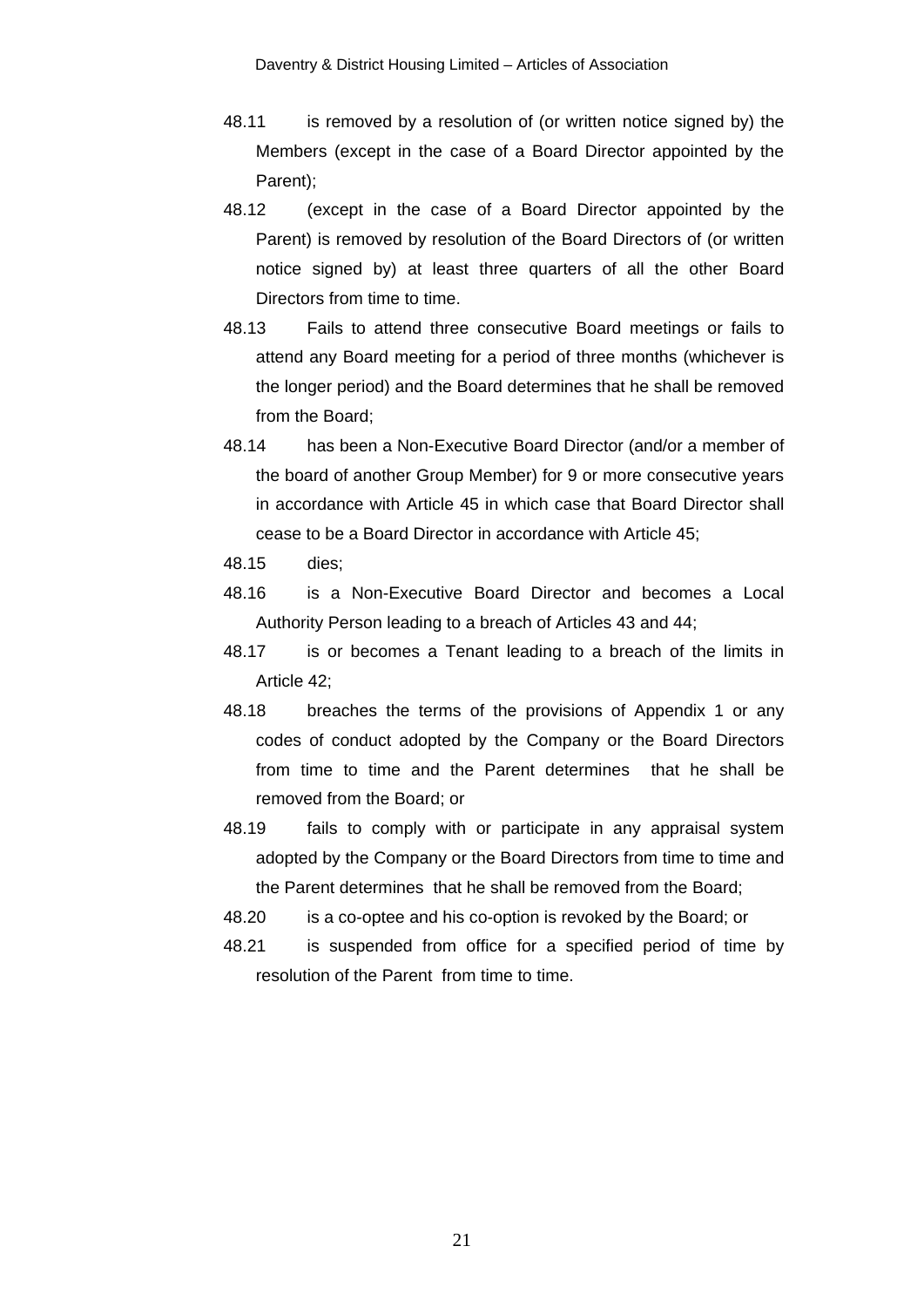48.11 is removed by a resolution of (or written notice signed by) the Members (except in the case of a Board Director appointed by the Parent);

48.12 (except in the case of a Board Director appointed by the Parent) is removed by resolution of the Board Directors of (or written notice signed by) at least three quarters of all the other Board Directors from time to time.

48.13 Fails to attend three consecutive Board meetings or fails to attend any Board meeting for a period of three months (whichever is the longer period) and the Board determines that he shall be removed from the Board;

48.14 has been a Non-Executive Board Director (and/or a member of the board of another Group Member) for 9 or more consecutive years in accordance with Article 45 in which case that Board Director shall cease to be a Board Director in accordance with Article 45;

48.15 dies;

48.16 is a Non-Executive Board Director and becomes a Local Authority Person leading to a breach of Articles 43 and 44;

48.17 is or becomes a Tenant leading to a breach of the limits in Article 42;

48.18 breaches the terms of the provisions of Appendix 1 or any codes of conduct adopted by the Company or the Board Directors from time to time and the Parent determines that he shall be removed from the Board; or

48.19 fails to comply with or participate in any appraisal system adopted by the Company or the Board Directors from time to time and the Parent determines that he shall be removed from the Board;

48.20 is a co-optee and his co-option is revoked by the Board; or

48.21 is suspended from office for a specified period of time by resolution of the Parent from time to time.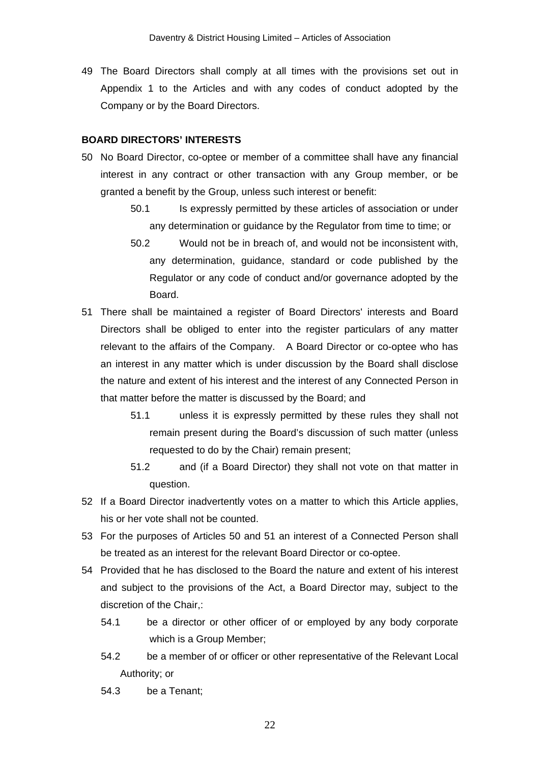49 The Board Directors shall comply at all times with the provisions set out in Appendix 1 to the Articles and with any codes of conduct adopted by the Company or by the Board Directors.

**BOARD DIRECTORS' INTERESTS**

50 No Board Director, co-optee or member of a committee shall have any financial interest in any contract or other transaction with any Group member, or be granted a benefit by the Group, unless such interest or benefit:

> 50.1 Is expressly permitted by these articles of association or under any determination or guidance by the Regulator from time to time; or
>
> 50.2 Would not be in breach of, and would not be inconsistent with, any determination, guidance, standard or code published by the Regulator or any code of conduct and/or governance adopted by the Board.

51 There shall be maintained a register of Board Directors' interests and Board Directors shall be obliged to enter into the register particulars of any matter relevant to the affairs of the Company. A Board Director or co-optee who has an interest in any matter which is under discussion by the Board shall disclose the nature and extent of his interest and the interest of any Connected Person in that matter before the matter is discussed by the Board; and

> 51.1 unless it is expressly permitted by these rules they shall not remain present during the Board's discussion of such matter (unless requested to do by the Chair) remain present;
>
> 51.2 and (if a Board Director) they shall not vote on that matter in question.

52 If a Board Director inadvertently votes on a matter to which this Article applies, his or her vote shall not be counted.

53 For the purposes of Articles 50 and 51 an interest of a Connected Person shall be treated as an interest for the relevant Board Director or co-optee.

54 Provided that he has disclosed to the Board the nature and extent of his interest and subject to the provisions of the Act, a Board Director may, subject to the discretion of the Chair,:

> 54.1 be a director or other officer of or employed by any body corporate which is a Group Member;
>
> 54.2 be a member of or officer or other representative of the Relevant Local Authority; or
>
> 54.3 be a Tenant;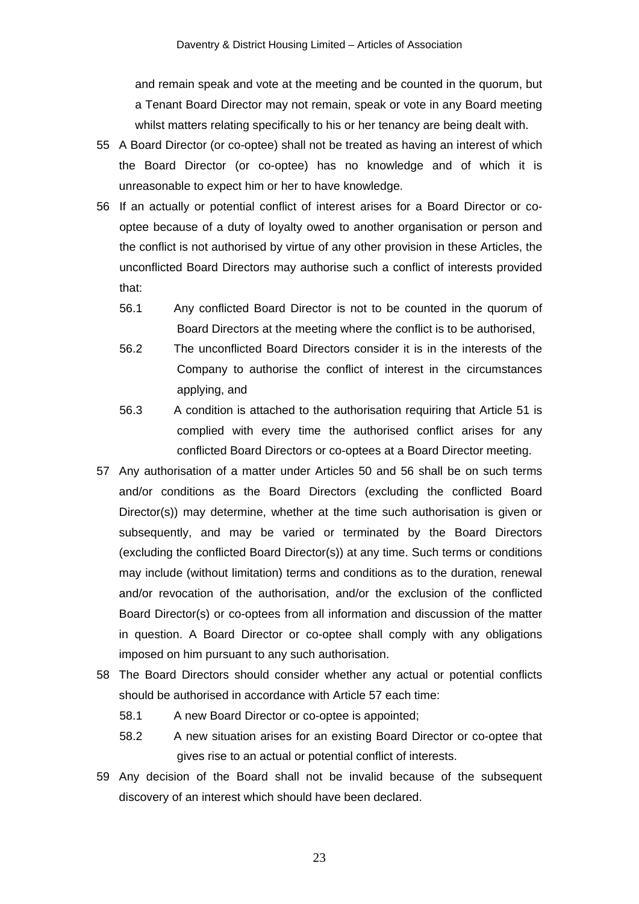and remain speak and vote at the meeting and be counted in the quorum, but a Tenant Board Director may not remain, speak or vote in any Board meeting whilst matters relating specifically to his or her tenancy are being dealt with.

55 A Board Director (or co-optee) shall not be treated as having an interest of which the Board Director (or co-optee) has no knowledge and of which it is unreasonable to expect him or her to have knowledge.

56 If an actually or potential conflict of interest arises for a Board Director or co-optee because of a duty of loyalty owed to another organisation or person and the conflict is not authorised by virtue of any other provision in these Articles, the unconflicted Board Directors may authorise such a conflict of interests provided that:

   56.1 Any conflicted Board Director is not to be counted in the quorum of Board Directors at the meeting where the conflict is to be authorised,

   56.2 The unconflicted Board Directors consider it is in the interests of the Company to authorise the conflict of interest in the circumstances applying, and

   56.3 A condition is attached to the authorisation requiring that Article 51 is complied with every time the authorised conflict arises for any conflicted Board Directors or co-optees at a Board Director meeting.

57 Any authorisation of a matter under Articles 50 and 56 shall be on such terms and/or conditions as the Board Directors (excluding the conflicted Board Director(s)) may determine, whether at the time such authorisation is given or subsequently, and may be varied or terminated by the Board Directors (excluding the conflicted Board Director(s)) at any time. Such terms or conditions may include (without limitation) terms and conditions as to the duration, renewal and/or revocation of the authorisation, and/or the exclusion of the conflicted Board Director(s) or co-optees from all information and discussion of the matter in question. A Board Director or co-optee shall comply with any obligations imposed on him pursuant to any such authorisation.

58 The Board Directors should consider whether any actual or potential conflicts should be authorised in accordance with Article 57 each time:

   58.1 A new Board Director or co-optee is appointed;

   58.2 A new situation arises for an existing Board Director or co-optee that gives rise to an actual or potential conflict of interests.

59 Any decision of the Board shall not be invalid because of the subsequent discovery of an interest which should have been declared.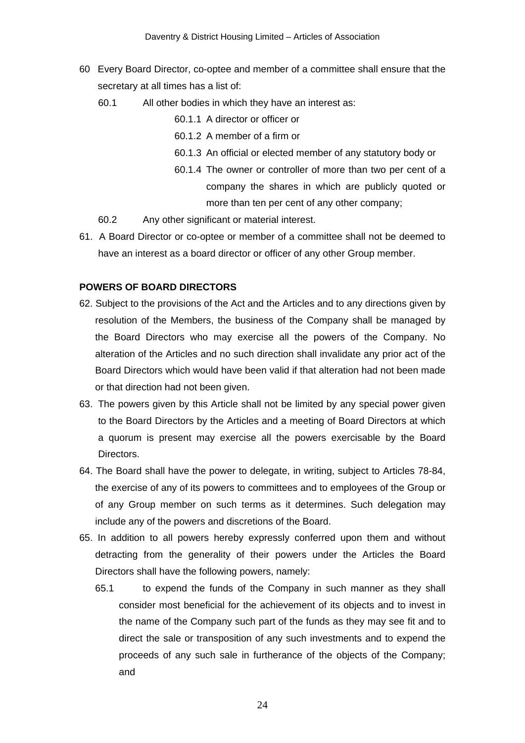60 Every Board Director, co-optee and member of a committee shall ensure that the secretary at all times has a list of:

60.1 All other bodies in which they have an interest as:

60.1.1 A director or officer or

60.1.2 A member of a firm or

60.1.3 An official or elected member of any statutory body or

60.1.4 The owner or controller of more than two per cent of a company the shares in which are publicly quoted or more than ten per cent of any other company;

60.2 Any other significant or material interest.

61. A Board Director or co-optee or member of a committee shall not be deemed to have an interest as a board director or officer of any other Group member.

**POWERS OF BOARD DIRECTORS**

62. Subject to the provisions of the Act and the Articles and to any directions given by resolution of the Members, the business of the Company shall be managed by the Board Directors who may exercise all the powers of the Company. No alteration of the Articles and no such direction shall invalidate any prior act of the Board Directors which would have been valid if that alteration had not been made or that direction had not been given.

63. The powers given by this Article shall not be limited by any special power given to the Board Directors by the Articles and a meeting of Board Directors at which a quorum is present may exercise all the powers exercisable by the Board Directors.

64. The Board shall have the power to delegate, in writing, subject to Articles 78-84, the exercise of any of its powers to committees and to employees of the Group or of any Group member on such terms as it determines. Such delegation may include any of the powers and discretions of the Board.

65. In addition to all powers hereby expressly conferred upon them and without detracting from the generality of their powers under the Articles the Board Directors shall have the following powers, namely:

65.1 to expend the funds of the Company in such manner as they shall consider most beneficial for the achievement of its objects and to invest in the name of the Company such part of the funds as they may see fit and to direct the sale or transposition of any such investments and to expend the proceeds of any such sale in furtherance of the objects of the Company; and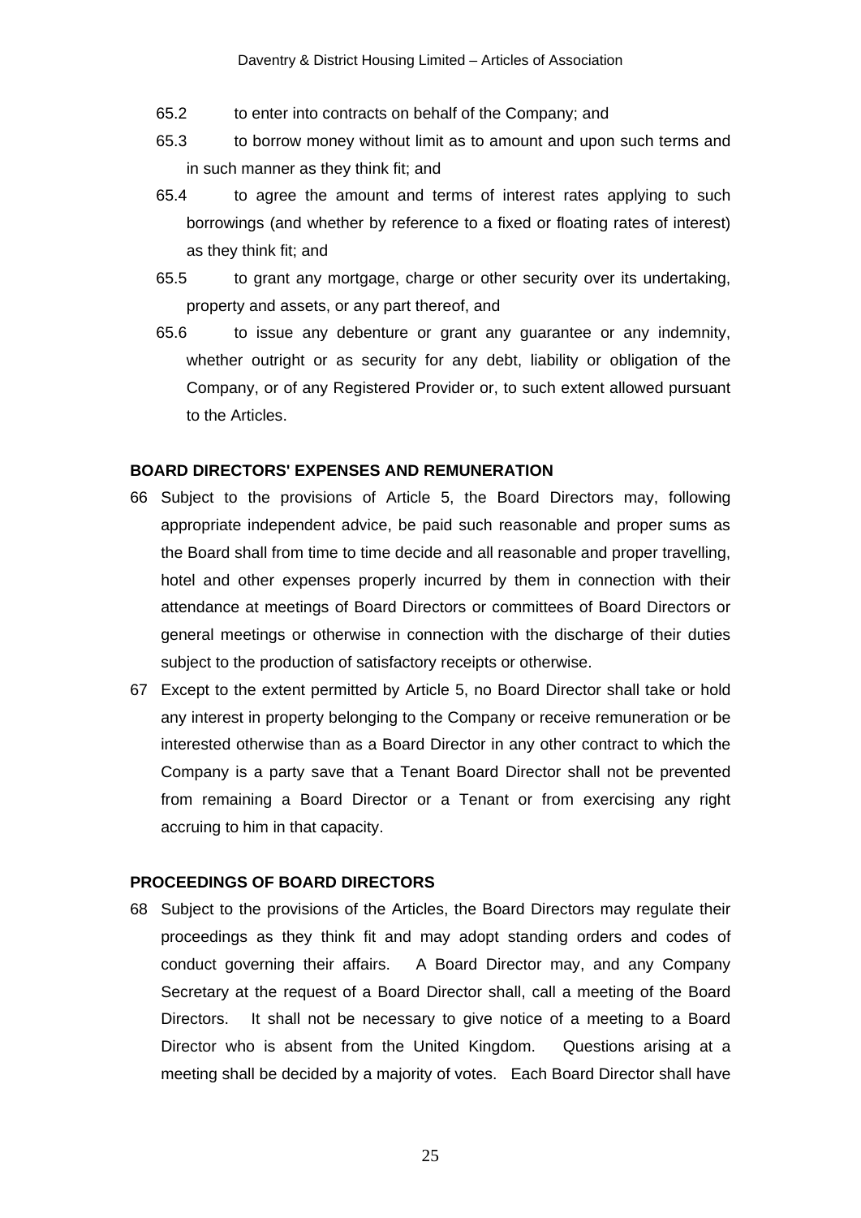65.2 to enter into contracts on behalf of the Company; and

65.3 to borrow money without limit as to amount and upon such terms and in such manner as they think fit; and

65.4 to agree the amount and terms of interest rates applying to such borrowings (and whether by reference to a fixed or floating rates of interest) as they think fit; and

65.5 to grant any mortgage, charge or other security over its undertaking, property and assets, or any part thereof, and

65.6 to issue any debenture or grant any guarantee or any indemnity, whether outright or as security for any debt, liability or obligation of the Company, or of any Registered Provider or, to such extent allowed pursuant to the Articles.

**BOARD DIRECTORS' EXPENSES AND REMUNERATION**

66 Subject to the provisions of Article 5, the Board Directors may, following appropriate independent advice, be paid such reasonable and proper sums as the Board shall from time to time decide and all reasonable and proper travelling, hotel and other expenses properly incurred by them in connection with their attendance at meetings of Board Directors or committees of Board Directors or general meetings or otherwise in connection with the discharge of their duties subject to the production of satisfactory receipts or otherwise.

67 Except to the extent permitted by Article 5, no Board Director shall take or hold any interest in property belonging to the Company or receive remuneration or be interested otherwise than as a Board Director in any other contract to which the Company is a party save that a Tenant Board Director shall not be prevented from remaining a Board Director or a Tenant or from exercising any right accruing to him in that capacity.

**PROCEEDINGS OF BOARD DIRECTORS**

68 Subject to the provisions of the Articles, the Board Directors may regulate their proceedings as they think fit and may adopt standing orders and codes of conduct governing their affairs. A Board Director may, and any Company Secretary at the request of a Board Director shall, call a meeting of the Board Directors. It shall not be necessary to give notice of a meeting to a Board Director who is absent from the United Kingdom. Questions arising at a meeting shall be decided by a majority of votes. Each Board Director shall have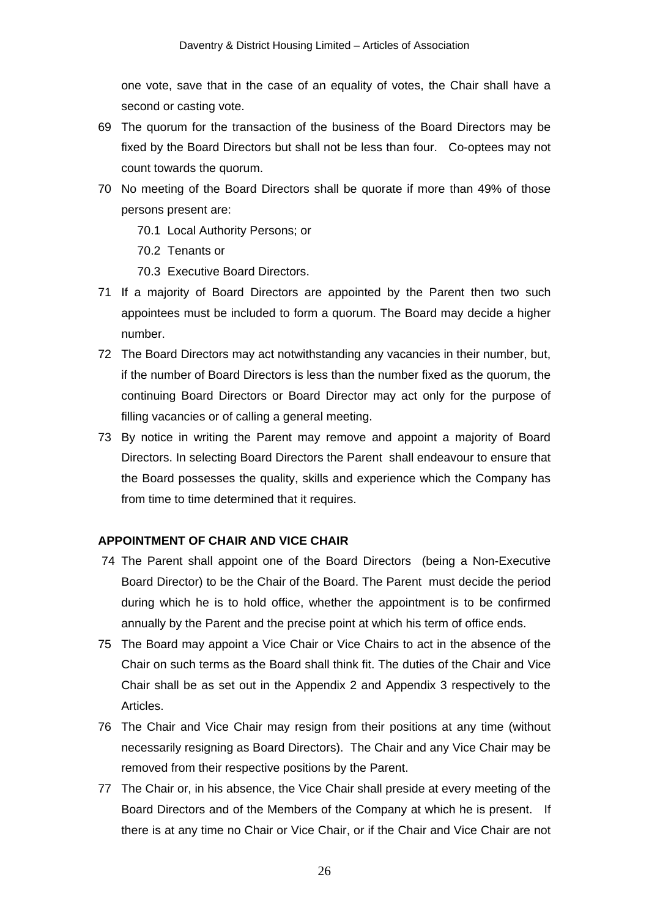one vote, save that in the case of an equality of votes, the Chair shall have a second or casting vote.

69 The quorum for the transaction of the business of the Board Directors may be fixed by the Board Directors but shall not be less than four. Co-optees may not count towards the quorum.

70 No meeting of the Board Directors shall be quorate if more than 49% of those persons present are:

    70.1 Local Authority Persons; or

    70.2 Tenants or

    70.3 Executive Board Directors.

71 If a majority of Board Directors are appointed by the Parent then two such appointees must be included to form a quorum. The Board may decide a higher number.

72 The Board Directors may act notwithstanding any vacancies in their number, but, if the number of Board Directors is less than the number fixed as the quorum, the continuing Board Directors or Board Director may act only for the purpose of filling vacancies or of calling a general meeting.

73 By notice in writing the Parent may remove and appoint a majority of Board Directors. In selecting Board Directors the Parent shall endeavour to ensure that the Board possesses the quality, skills and experience which the Company has from time to time determined that it requires.

**APPOINTMENT OF CHAIR AND VICE CHAIR**

74 The Parent shall appoint one of the Board Directors (being a Non-Executive Board Director) to be the Chair of the Board. The Parent must decide the period during which he is to hold office, whether the appointment is to be confirmed annually by the Parent and the precise point at which his term of office ends.

75 The Board may appoint a Vice Chair or Vice Chairs to act in the absence of the Chair on such terms as the Board shall think fit. The duties of the Chair and Vice Chair shall be as set out in the Appendix 2 and Appendix 3 respectively to the Articles.

76 The Chair and Vice Chair may resign from their positions at any time (without necessarily resigning as Board Directors). The Chair and any Vice Chair may be removed from their respective positions by the Parent.

77 The Chair or, in his absence, the Vice Chair shall preside at every meeting of the Board Directors and of the Members of the Company at which he is present. If there is at any time no Chair or Vice Chair, or if the Chair and Vice Chair are not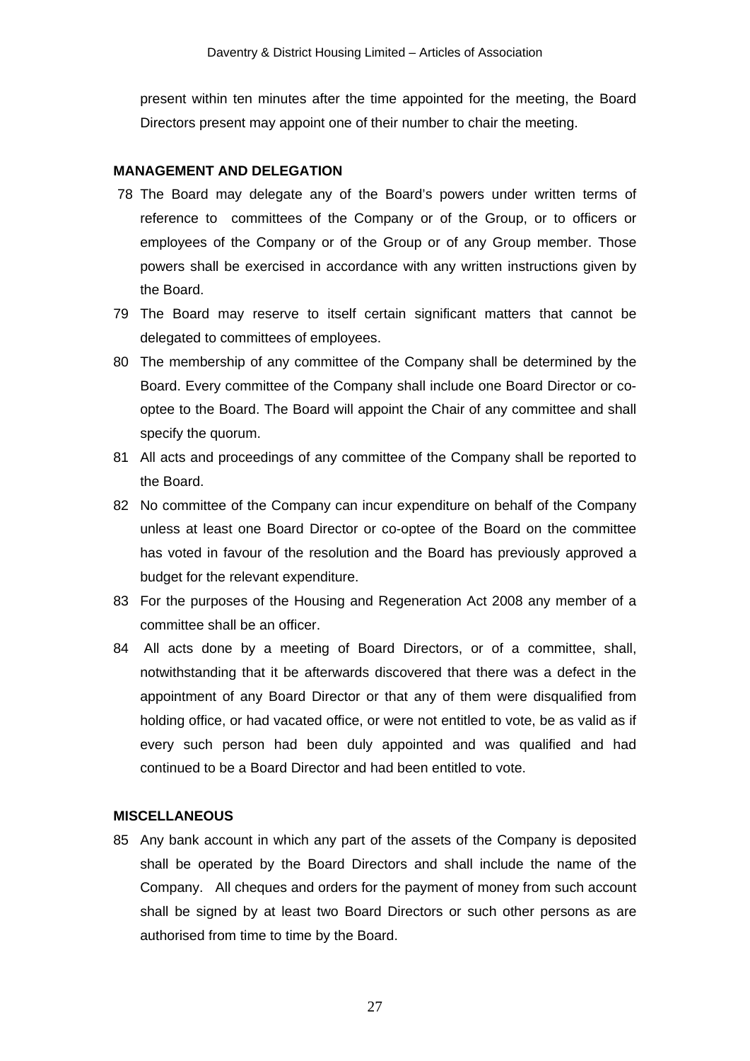present within ten minutes after the time appointed for the meeting, the Board Directors present may appoint one of their number to chair the meeting.

**MANAGEMENT AND DELEGATION**

78 The Board may delegate any of the Board's powers under written terms of reference to committees of the Company or of the Group, or to officers or employees of the Company or of the Group or of any Group member. Those powers shall be exercised in accordance with any written instructions given by the Board.

79 The Board may reserve to itself certain significant matters that cannot be delegated to committees of employees.

80 The membership of any committee of the Company shall be determined by the Board. Every committee of the Company shall include one Board Director or co-optee to the Board. The Board will appoint the Chair of any committee and shall specify the quorum.

81 All acts and proceedings of any committee of the Company shall be reported to the Board.

82 No committee of the Company can incur expenditure on behalf of the Company unless at least one Board Director or co-optee of the Board on the committee has voted in favour of the resolution and the Board has previously approved a budget for the relevant expenditure.

83 For the purposes of the Housing and Regeneration Act 2008 any member of a committee shall be an officer.

84 All acts done by a meeting of Board Directors, or of a committee, shall, notwithstanding that it be afterwards discovered that there was a defect in the appointment of any Board Director or that any of them were disqualified from holding office, or had vacated office, or were not entitled to vote, be as valid as if every such person had been duly appointed and was qualified and had continued to be a Board Director and had been entitled to vote.

**MISCELLANEOUS**

85 Any bank account in which any part of the assets of the Company is deposited shall be operated by the Board Directors and shall include the name of the Company. All cheques and orders for the payment of money from such account shall be signed by at least two Board Directors or such other persons as are authorised from time to time by the Board.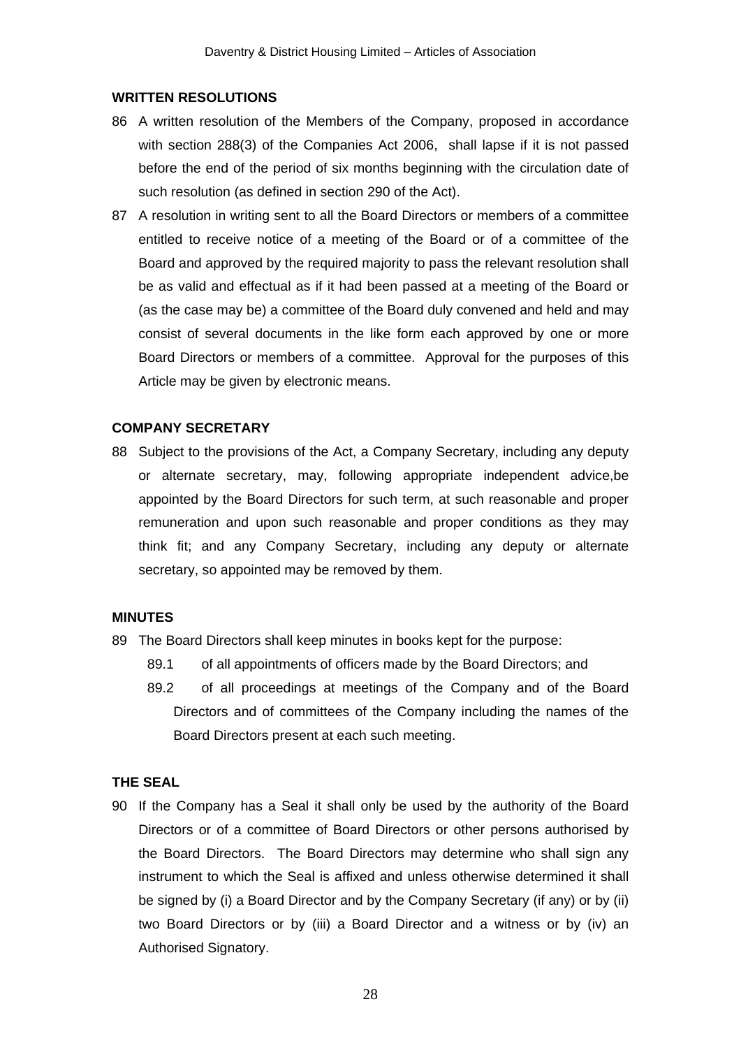**WRITTEN RESOLUTIONS**

86 A written resolution of the Members of the Company, proposed in accordance with section 288(3) of the Companies Act 2006, shall lapse if it is not passed before the end of the period of six months beginning with the circulation date of such resolution (as defined in section 290 of the Act).

87 A resolution in writing sent to all the Board Directors or members of a committee entitled to receive notice of a meeting of the Board or of a committee of the Board and approved by the required majority to pass the relevant resolution shall be as valid and effectual as if it had been passed at a meeting of the Board or (as the case may be) a committee of the Board duly convened and held and may consist of several documents in the like form each approved by one or more Board Directors or members of a committee. Approval for the purposes of this Article may be given by electronic means.

**COMPANY SECRETARY**

88 Subject to the provisions of the Act, a Company Secretary, including any deputy or alternate secretary, may, following appropriate independent advice,be appointed by the Board Directors for such term, at such reasonable and proper remuneration and upon such reasonable and proper conditions as they may think fit; and any Company Secretary, including any deputy or alternate secretary, so appointed may be removed by them.

**MINUTES**

89 The Board Directors shall keep minutes in books kept for the purpose:

89.1 of all appointments of officers made by the Board Directors; and

89.2 of all proceedings at meetings of the Company and of the Board Directors and of committees of the Company including the names of the Board Directors present at each such meeting.

**THE SEAL**

90 If the Company has a Seal it shall only be used by the authority of the Board Directors or of a committee of Board Directors or other persons authorised by the Board Directors. The Board Directors may determine who shall sign any instrument to which the Seal is affixed and unless otherwise determined it shall be signed by (i) a Board Director and by the Company Secretary (if any) or by (ii) two Board Directors or by (iii) a Board Director and a witness or by (iv) an Authorised Signatory.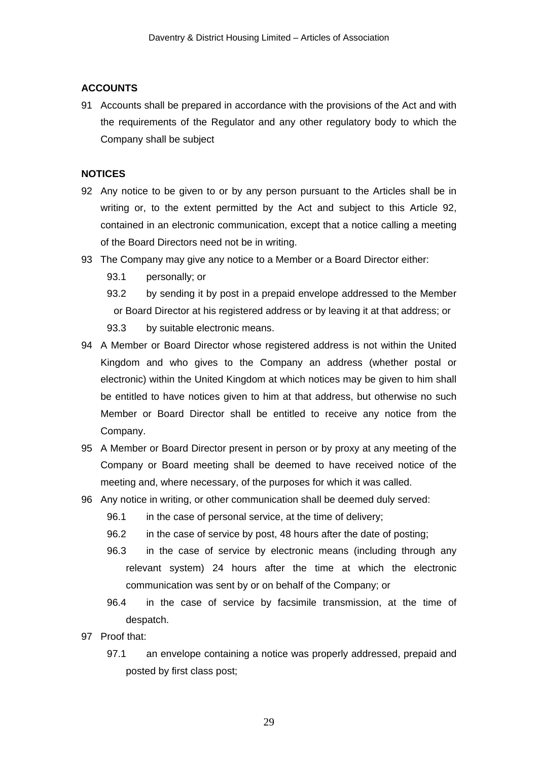## ACCOUNTS

91 Accounts shall be prepared in accordance with the provisions of the Act and with the requirements of the Regulator and any other regulatory body to which the Company shall be subject

## NOTICES

92 Any notice to be given to or by any person pursuant to the Articles shall be in writing or, to the extent permitted by the Act and subject to this Article 92, contained in an electronic communication, except that a notice calling a meeting of the Board Directors need not be in writing.

93 The Company may give any notice to a Member or a Board Director either:

- 93.1 personally; or
- 93.2 by sending it by post in a prepaid envelope addressed to the Member or Board Director at his registered address or by leaving it at that address; or
- 93.3 by suitable electronic means.

94 A Member or Board Director whose registered address is not within the United Kingdom and who gives to the Company an address (whether postal or electronic) within the United Kingdom at which notices may be given to him shall be entitled to have notices given to him at that address, but otherwise no such Member or Board Director shall be entitled to receive any notice from the Company.

95 A Member or Board Director present in person or by proxy at any meeting of the Company or Board meeting shall be deemed to have received notice of the meeting and, where necessary, of the purposes for which it was called.

96 Any notice in writing, or other communication shall be deemed duly served:

- 96.1 in the case of personal service, at the time of delivery;
- 96.2 in the case of service by post, 48 hours after the date of posting;
- 96.3 in the case of service by electronic means (including through any relevant system) 24 hours after the time at which the electronic communication was sent by or on behalf of the Company; or
- 96.4 in the case of service by facsimile transmission, at the time of despatch.

97 Proof that:

- 97.1 an envelope containing a notice was properly addressed, prepaid and posted by first class post;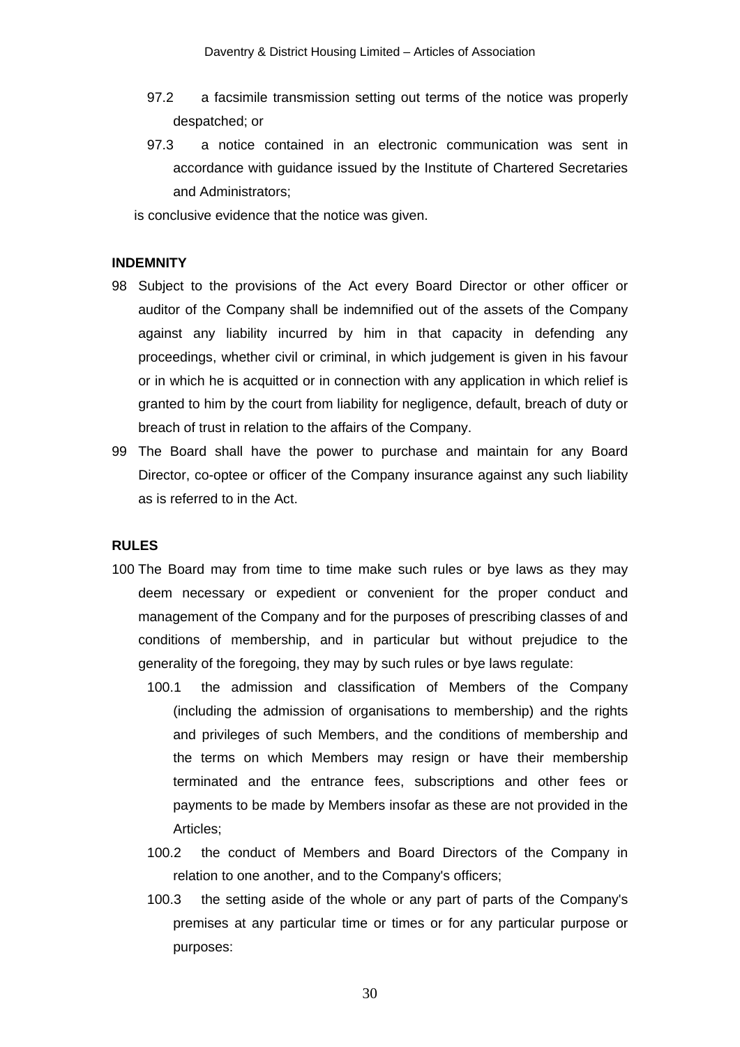97.2 a facsimile transmission setting out terms of the notice was properly despatched; or

97.3 a notice contained in an electronic communication was sent in accordance with guidance issued by the Institute of Chartered Secretaries and Administrators;

is conclusive evidence that the notice was given.

**INDEMNITY**

98 Subject to the provisions of the Act every Board Director or other officer or auditor of the Company shall be indemnified out of the assets of the Company against any liability incurred by him in that capacity in defending any proceedings, whether civil or criminal, in which judgement is given in his favour or in which he is acquitted or in connection with any application in which relief is granted to him by the court from liability for negligence, default, breach of duty or breach of trust in relation to the affairs of the Company.

99 The Board shall have the power to purchase and maintain for any Board Director, co-optee or officer of the Company insurance against any such liability as is referred to in the Act.

**RULES**

100 The Board may from time to time make such rules or bye laws as they may deem necessary or expedient or convenient for the proper conduct and management of the Company and for the purposes of prescribing classes of and conditions of membership, and in particular but without prejudice to the generality of the foregoing, they may by such rules or bye laws regulate:

100.1 the admission and classification of Members of the Company (including the admission of organisations to membership) and the rights and privileges of such Members, and the conditions of membership and the terms on which Members may resign or have their membership terminated and the entrance fees, subscriptions and other fees or payments to be made by Members insofar as these are not provided in the Articles;

100.2 the conduct of Members and Board Directors of the Company in relation to one another, and to the Company's officers;

100.3 the setting aside of the whole or any part of parts of the Company's premises at any particular time or times or for any particular purpose or purposes: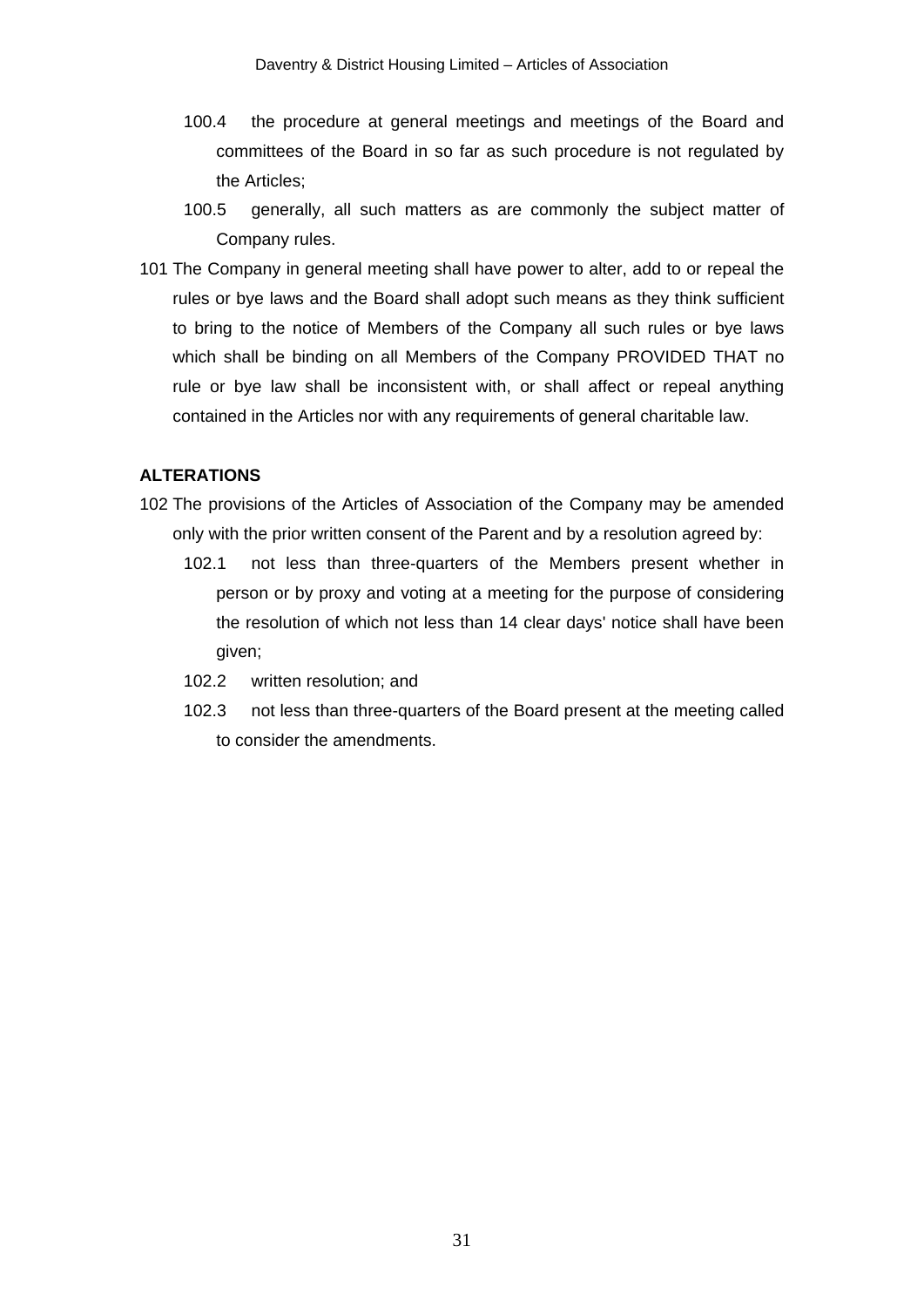100.4 the procedure at general meetings and meetings of the Board and committees of the Board in so far as such procedure is not regulated by the Articles;

100.5 generally, all such matters as are commonly the subject matter of Company rules.

101 The Company in general meeting shall have power to alter, add to or repeal the rules or bye laws and the Board shall adopt such means as they think sufficient to bring to the notice of Members of the Company all such rules or bye laws which shall be binding on all Members of the Company PROVIDED THAT no rule or bye law shall be inconsistent with, or shall affect or repeal anything contained in the Articles nor with any requirements of general charitable law.

**ALTERATIONS**

102 The provisions of the Articles of Association of the Company may be amended only with the prior written consent of the Parent and by a resolution agreed by:

102.1 not less than three-quarters of the Members present whether in person or by proxy and voting at a meeting for the purpose of considering the resolution of which not less than 14 clear days' notice shall have been given;

102.2 written resolution; and

102.3 not less than three-quarters of the Board present at the meeting called to consider the amendments.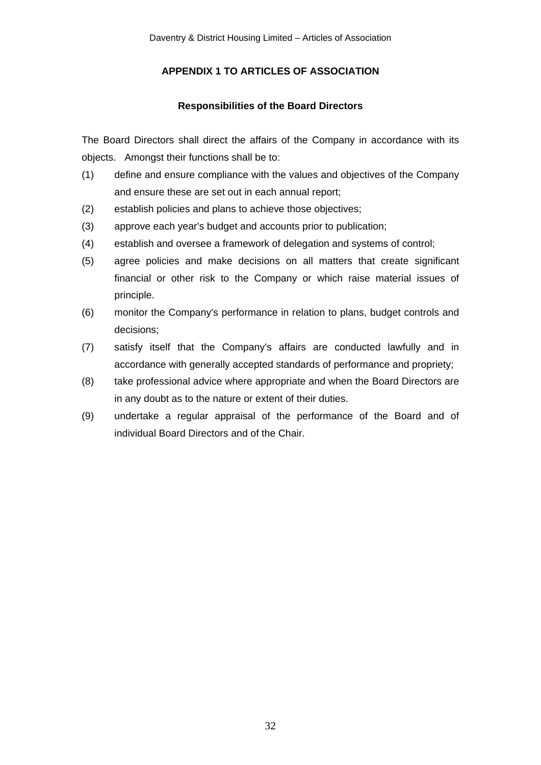## APPENDIX 1 TO ARTICLES OF ASSOCIATION

### Responsibilities of the Board Directors

The Board Directors shall direct the affairs of the Company in accordance with its objects. Amongst their functions shall be to:

(1) define and ensure compliance with the values and objectives of the Company and ensure these are set out in each annual report;

(2) establish policies and plans to achieve those objectives;

(3) approve each year's budget and accounts prior to publication;

(4) establish and oversee a framework of delegation and systems of control;

(5) agree policies and make decisions on all matters that create significant financial or other risk to the Company or which raise material issues of principle.

(6) monitor the Company's performance in relation to plans, budget controls and decisions;

(7) satisfy itself that the Company's affairs are conducted lawfully and in accordance with generally accepted standards of performance and propriety;

(8) take professional advice where appropriate and when the Board Directors are in any doubt as to the nature or extent of their duties.

(9) undertake a regular appraisal of the performance of the Board and of individual Board Directors and of the Chair.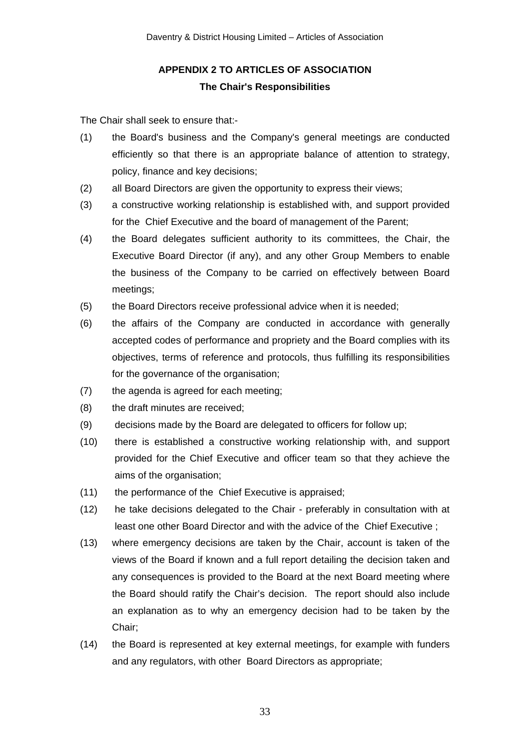## APPENDIX 2 TO ARTICLES OF ASSOCIATION

### The Chair's Responsibilities

The Chair shall seek to ensure that:-

(1) the Board's business and the Company's general meetings are conducted efficiently so that there is an appropriate balance of attention to strategy, policy, finance and key decisions;

(2) all Board Directors are given the opportunity to express their views;

(3) a constructive working relationship is established with, and support provided for the Chief Executive and the board of management of the Parent;

(4) the Board delegates sufficient authority to its committees, the Chair, the Executive Board Director (if any), and any other Group Members to enable the business of the Company to be carried on effectively between Board meetings;

(5) the Board Directors receive professional advice when it is needed;

(6) the affairs of the Company are conducted in accordance with generally accepted codes of performance and propriety and the Board complies with its objectives, terms of reference and protocols, thus fulfilling its responsibilities for the governance of the organisation;

(7) the agenda is agreed for each meeting;

(8) the draft minutes are received;

(9) decisions made by the Board are delegated to officers for follow up;

(10) there is established a constructive working relationship with, and support provided for the Chief Executive and officer team so that they achieve the aims of the organisation;

(11) the performance of the Chief Executive is appraised;

(12) he take decisions delegated to the Chair - preferably in consultation with at least one other Board Director and with the advice of the Chief Executive ;

(13) where emergency decisions are taken by the Chair, account is taken of the views of the Board if known and a full report detailing the decision taken and any consequences is provided to the Board at the next Board meeting where the Board should ratify the Chair's decision. The report should also include an explanation as to why an emergency decision had to be taken by the Chair;

(14) the Board is represented at key external meetings, for example with funders and any regulators, with other Board Directors as appropriate;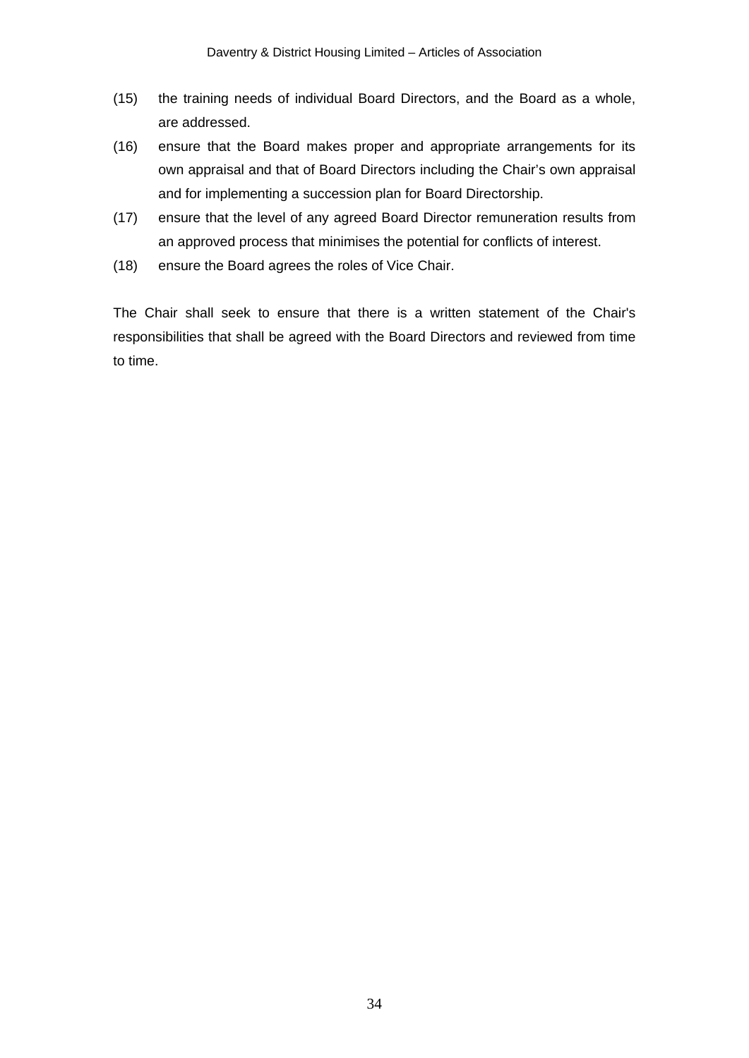(15) the training needs of individual Board Directors, and the Board as a whole, are addressed.

(16) ensure that the Board makes proper and appropriate arrangements for its own appraisal and that of Board Directors including the Chair's own appraisal and for implementing a succession plan for Board Directorship.

(17) ensure that the level of any agreed Board Director remuneration results from an approved process that minimises the potential for conflicts of interest.

(18) ensure the Board agrees the roles of Vice Chair.

The Chair shall seek to ensure that there is a written statement of the Chair's responsibilities that shall be agreed with the Board Directors and reviewed from time to time.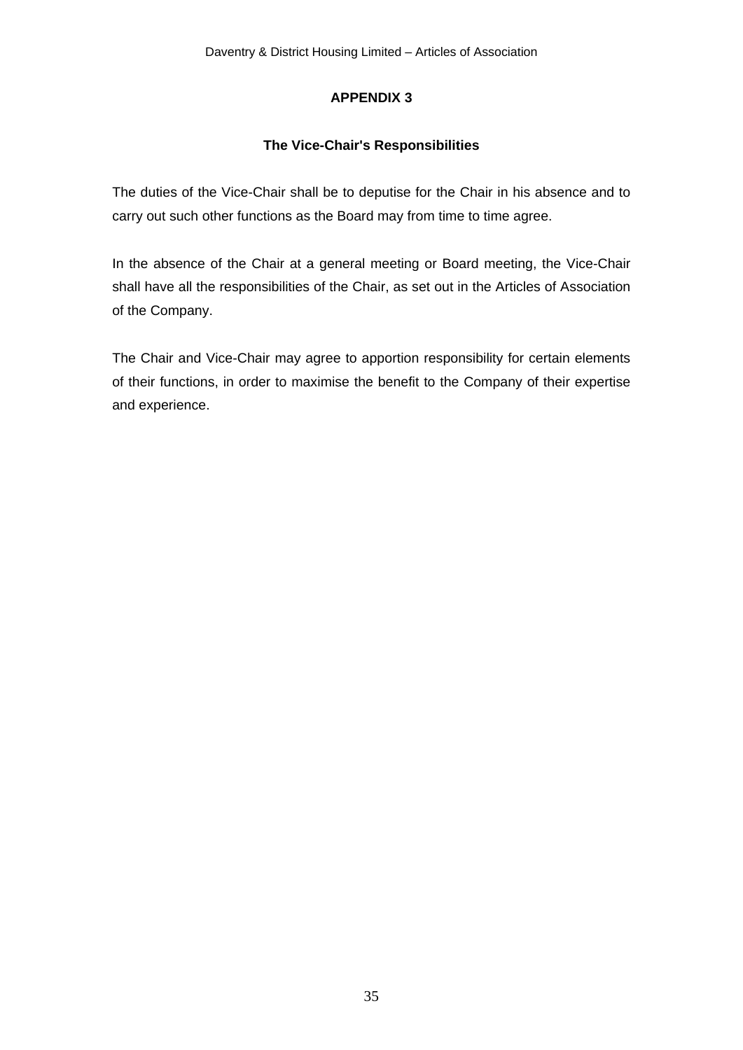## APPENDIX 3

### The Vice-Chair's Responsibilities

The duties of the Vice-Chair shall be to deputise for the Chair in his absence and to carry out such other functions as the Board may from time to time agree.

In the absence of the Chair at a general meeting or Board meeting, the Vice-Chair shall have all the responsibilities of the Chair, as set out in the Articles of Association of the Company.

The Chair and Vice-Chair may agree to apportion responsibility for certain elements of their functions, in order to maximise the benefit to the Company of their expertise and experience.